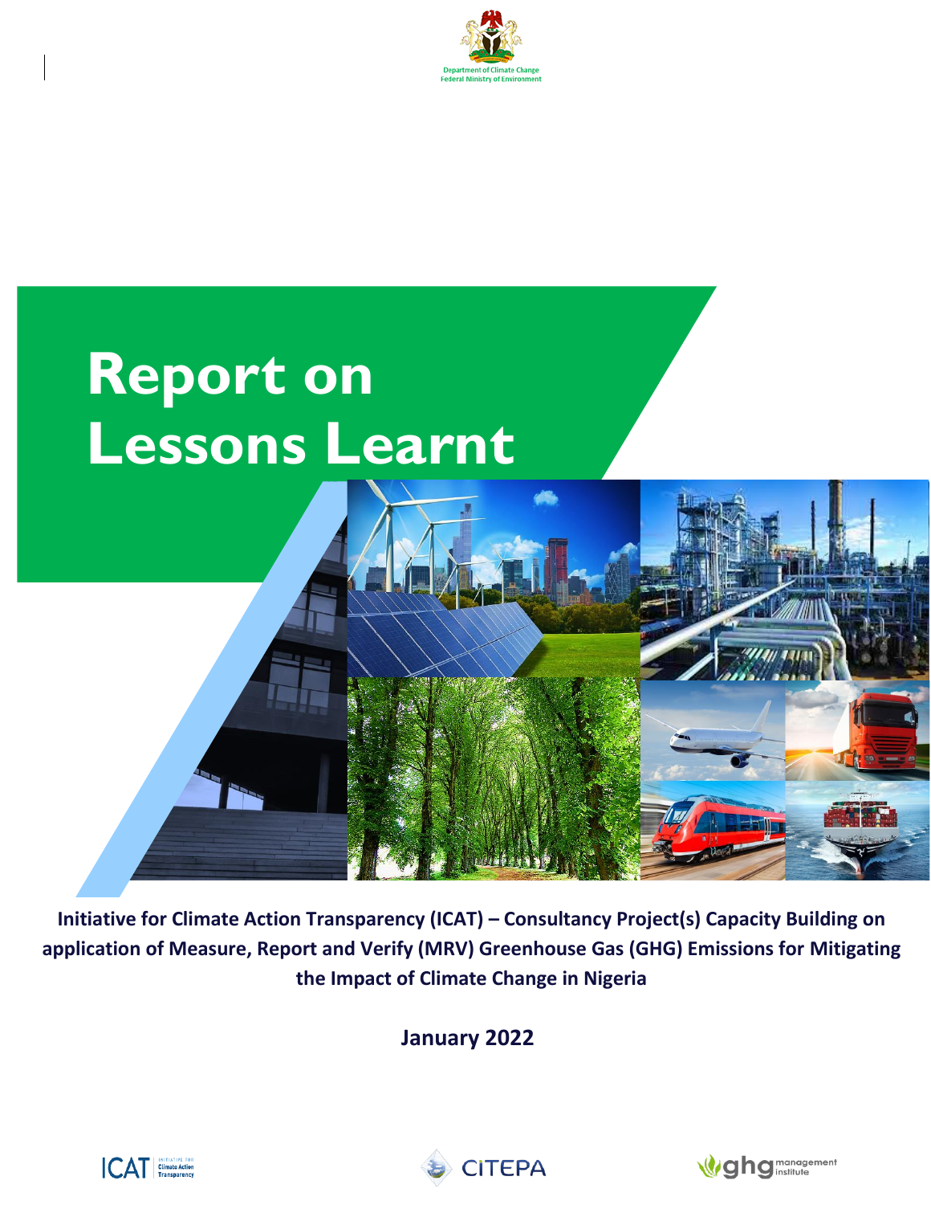Department of Climate Change
Federal Ministry of Environment

# Report on Lessons Learnt

**Initiative for Climate Action Transparency (ICAT) – Consultancy Project(s) Capacity Building on application of Measure, Report and Verify (MRV) Greenhouse Gas (GHG) Emissions for Mitigating the Impact of Climate Change in Nigeria**

**January 2022**

ICAT Initiative for Climate Action Transparency | CITEPA | ghg management institute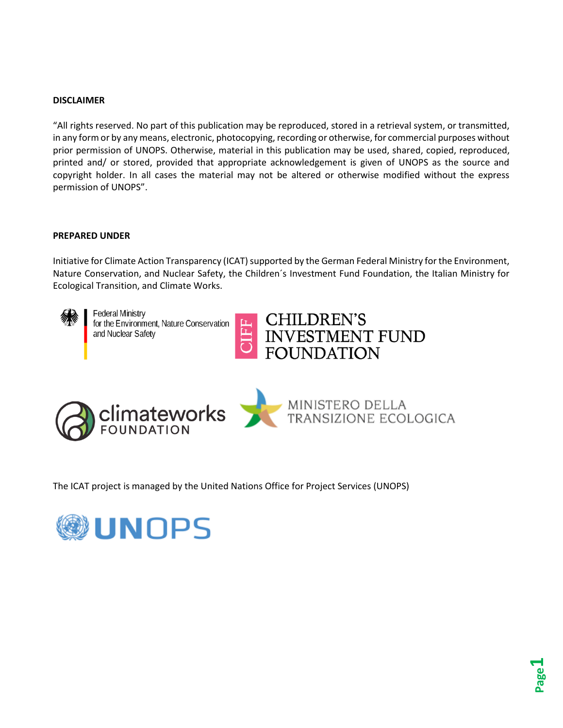**DISCLAIMER**

"All rights reserved. No part of this publication may be reproduced, stored in a retrieval system, or transmitted, in any form or by any means, electronic, photocopying, recording or otherwise, for commercial purposes without prior permission of UNOPS. Otherwise, material in this publication may be used, shared, copied, reproduced, printed and/ or stored, provided that appropriate acknowledgement is given of UNOPS as the source and copyright holder. In all cases the material may not be altered or otherwise modified without the express permission of UNOPS".

**PREPARED UNDER**

Initiative for Climate Action Transparency (ICAT) supported by the German Federal Ministry for the Environment, Nature Conservation, and Nuclear Safety, the Children´s Investment Fund Foundation, the Italian Ministry for Ecological Transition, and Climate Works.

The ICAT project is managed by the United Nations Office for Project Services (UNOPS)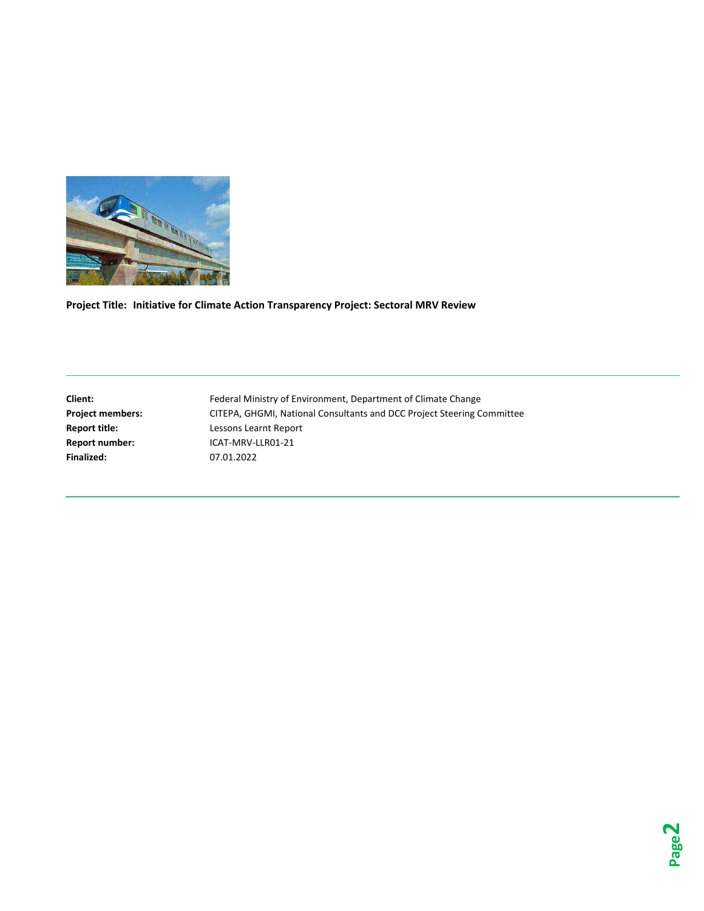**Project Title: Initiative for Climate Action Transparency Project: Sectoral MRV Review**

| | |
|---|---|
| **Client:** | Federal Ministry of Environment, Department of Climate Change |
| **Project members:** | CITEPA, GHGMI, National Consultants and DCC Project Steering Committee |
| **Report title:** | Lessons Learnt Report |
| **Report number:** | ICAT-MRV-LLR01-21 |
| **Finalized:** | 07.01.2022 |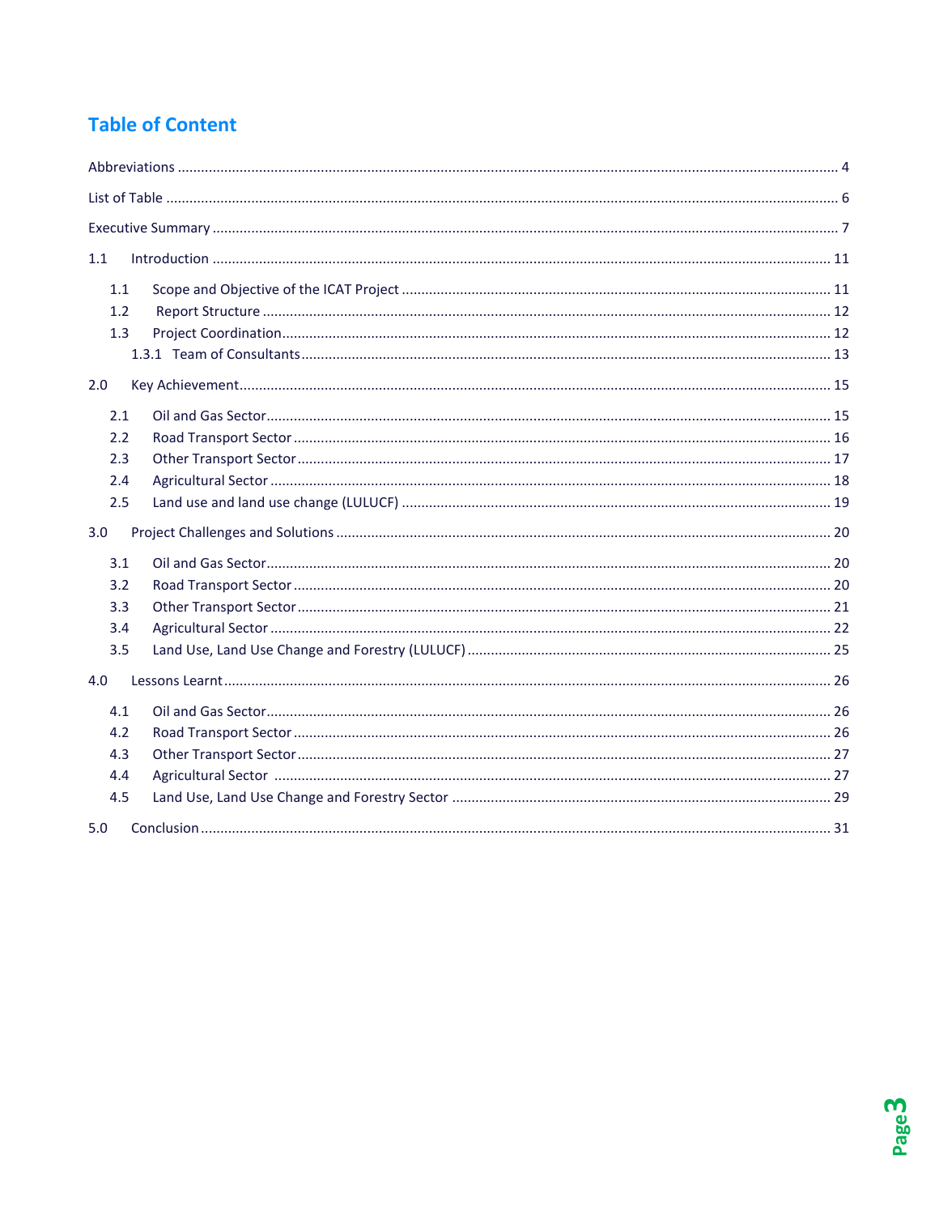# Table of Content

Abbreviations ..... 4

List of Table ..... 6

Executive Summary ..... 7

1.1 Introduction ..... 11

- 1.1 Scope and Objective of the ICAT Project ..... 11
- 1.2 Report Structure ..... 12
- 1.3 Project Coordination ..... 12
  - 1.3.1 Team of Consultants ..... 13

2.0 Key Achievement ..... 15

- 2.1 Oil and Gas Sector ..... 15
- 2.2 Road Transport Sector ..... 16
- 2.3 Other Transport Sector ..... 17
- 2.4 Agricultural Sector ..... 18
- 2.5 Land use and land use change (LULUCF) ..... 19

3.0 Project Challenges and Solutions ..... 20

- 3.1 Oil and Gas Sector ..... 20
- 3.2 Road Transport Sector ..... 20
- 3.3 Other Transport Sector ..... 21
- 3.4 Agricultural Sector ..... 22
- 3.5 Land Use, Land Use Change and Forestry (LULUCF) ..... 25

4.0 Lessons Learnt ..... 26

- 4.1 Oil and Gas Sector ..... 26
- 4.2 Road Transport Sector ..... 26
- 4.3 Other Transport Sector ..... 27
- 4.4 Agricultural Sector ..... 27
- 4.5 Land Use, Land Use Change and Forestry Sector ..... 29

5.0 Conclusion ..... 31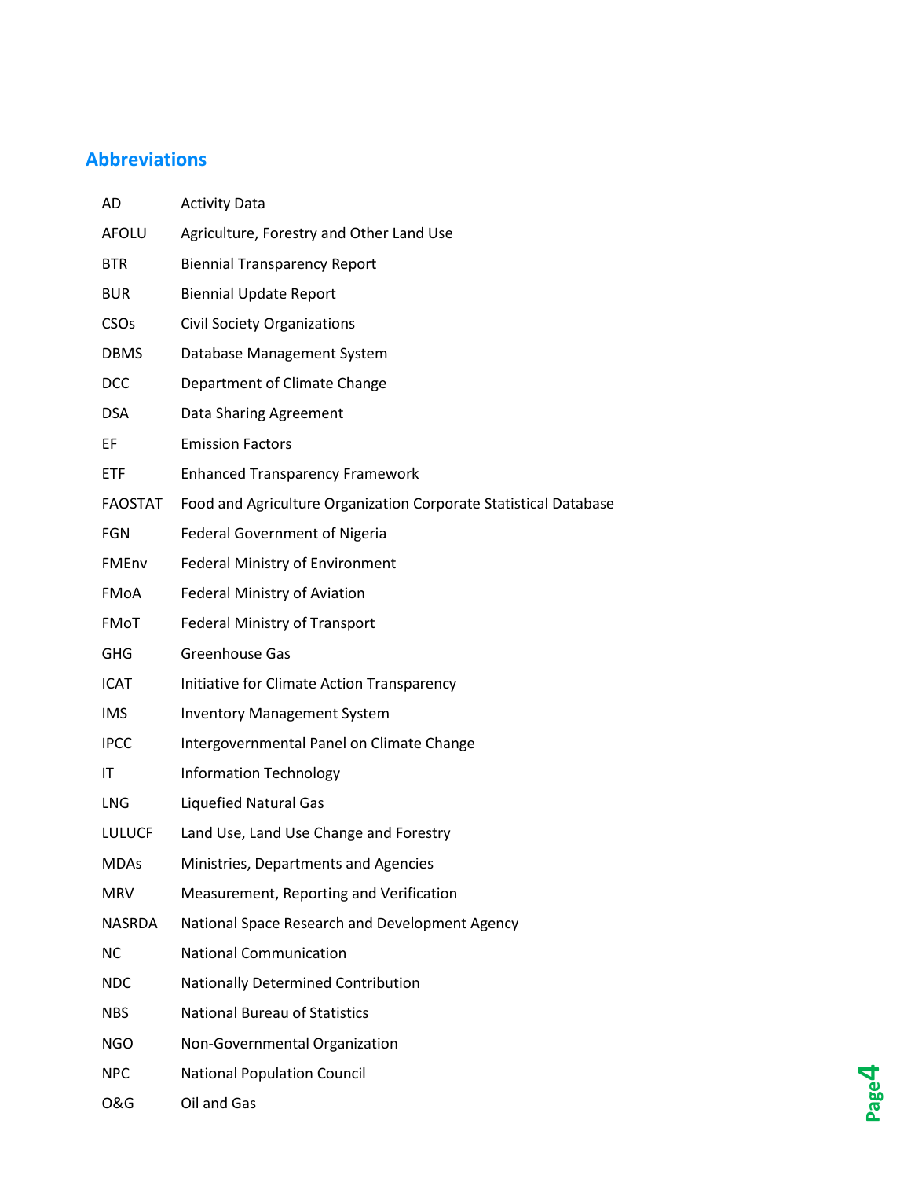## Abbreviations

| | |
|---|---|
| AD | Activity Data |
| AFOLU | Agriculture, Forestry and Other Land Use |
| BTR | Biennial Transparency Report |
| BUR | Biennial Update Report |
| CSOs | Civil Society Organizations |
| DBMS | Database Management System |
| DCC | Department of Climate Change |
| DSA | Data Sharing Agreement |
| EF | Emission Factors |
| ETF | Enhanced Transparency Framework |
| FAOSTAT | Food and Agriculture Organization Corporate Statistical Database |
| FGN | Federal Government of Nigeria |
| FMEnv | Federal Ministry of Environment |
| FMoA | Federal Ministry of Aviation |
| FMoT | Federal Ministry of Transport |
| GHG | Greenhouse Gas |
| ICAT | Initiative for Climate Action Transparency |
| IMS | Inventory Management System |
| IPCC | Intergovernmental Panel on Climate Change |
| IT | Information Technology |
| LNG | Liquefied Natural Gas |
| LULUCF | Land Use, Land Use Change and Forestry |
| MDAs | Ministries, Departments and Agencies |
| MRV | Measurement, Reporting and Verification |
| NASRDA | National Space Research and Development Agency |
| NC | National Communication |
| NDC | Nationally Determined Contribution |
| NBS | National Bureau of Statistics |
| NGO | Non-Governmental Organization |
| NPC | National Population Council |
| O&G | Oil and Gas |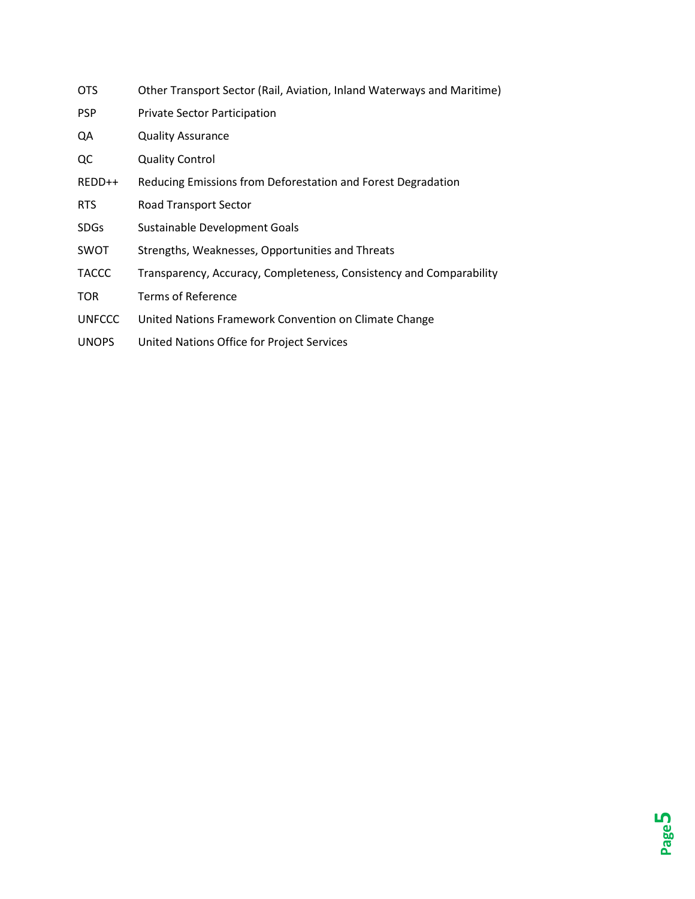| | |
|---|---|
| OTS | Other Transport Sector (Rail, Aviation, Inland Waterways and Maritime) |
| PSP | Private Sector Participation |
| QA | Quality Assurance |
| QC | Quality Control |
| REDD++ | Reducing Emissions from Deforestation and Forest Degradation |
| RTS | Road Transport Sector |
| SDGs | Sustainable Development Goals |
| SWOT | Strengths, Weaknesses, Opportunities and Threats |
| TACCC | Transparency, Accuracy, Completeness, Consistency and Comparability |
| TOR | Terms of Reference |
| UNFCCC | United Nations Framework Convention on Climate Change |
| UNOPS | United Nations Office for Project Services |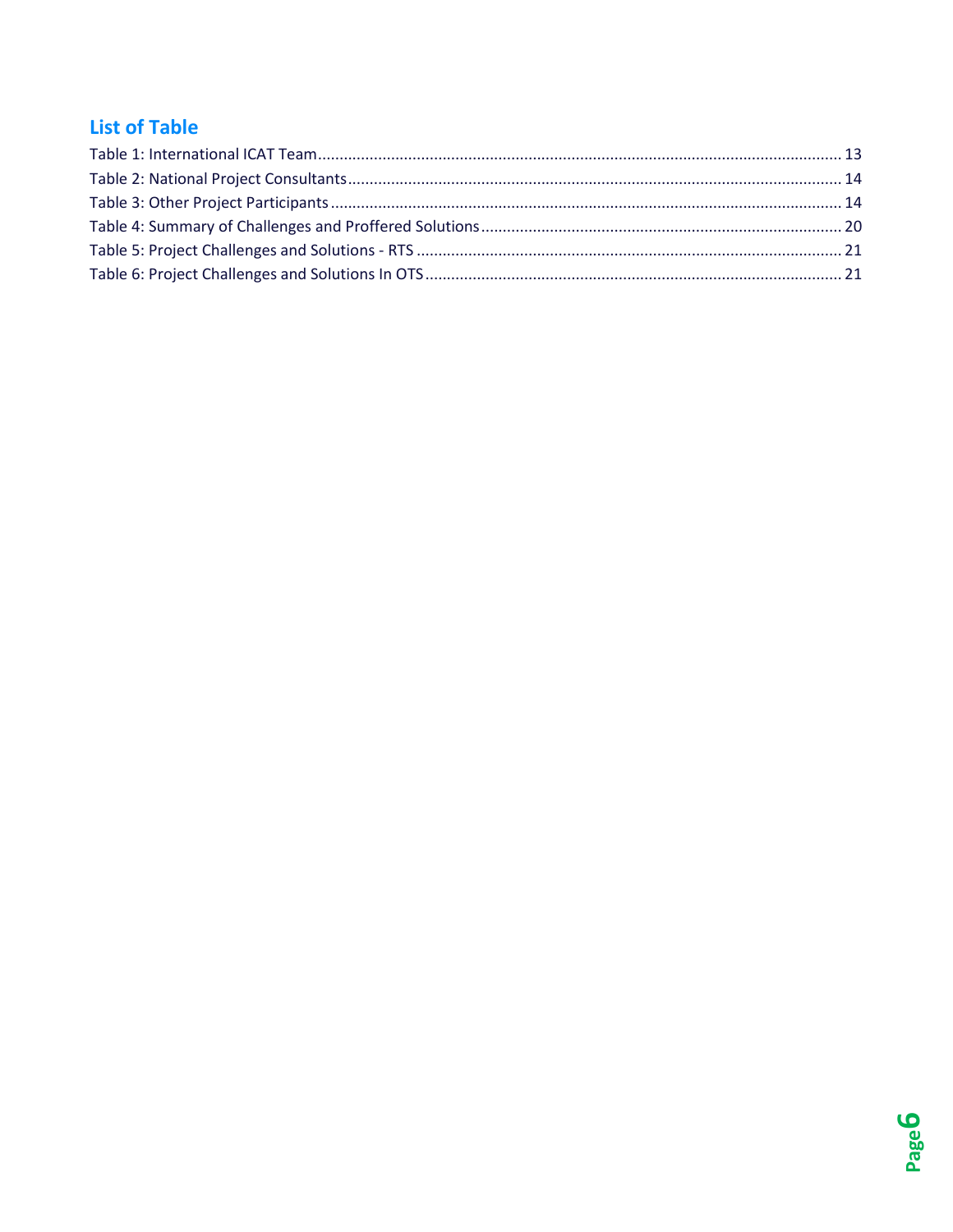## List of Table

Table 1: International ICAT Team ........................................................................................................ 13
Table 2: National Project Consultants .................................................................................................. 14
Table 3: Other Project Participants ...................................................................................................... 14
Table 4: Summary of Challenges and Proffered Solutions .................................................................... 20
Table 5: Project Challenges and Solutions - RTS .................................................................................. 21
Table 6: Project Challenges and Solutions In OTS ................................................................................ 21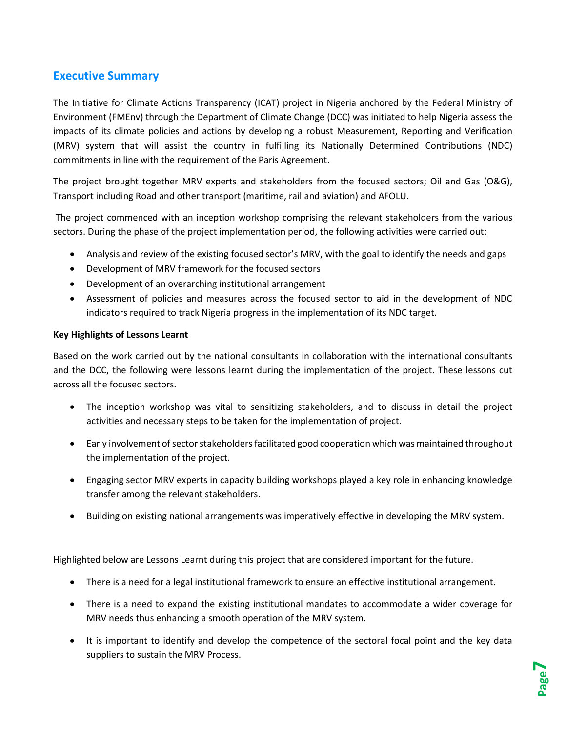## Executive Summary

The Initiative for Climate Actions Transparency (ICAT) project in Nigeria anchored by the Federal Ministry of Environment (FMEnv) through the Department of Climate Change (DCC) was initiated to help Nigeria assess the impacts of its climate policies and actions by developing a robust Measurement, Reporting and Verification (MRV) system that will assist the country in fulfilling its Nationally Determined Contributions (NDC) commitments in line with the requirement of the Paris Agreement.

The project brought together MRV experts and stakeholders from the focused sectors; Oil and Gas (O&G), Transport including Road and other transport (maritime, rail and aviation) and AFOLU.

The project commenced with an inception workshop comprising the relevant stakeholders from the various sectors. During the phase of the project implementation period, the following activities were carried out:

- Analysis and review of the existing focused sector's MRV, with the goal to identify the needs and gaps
- Development of MRV framework for the focused sectors
- Development of an overarching institutional arrangement
- Assessment of policies and measures across the focused sector to aid in the development of NDC indicators required to track Nigeria progress in the implementation of its NDC target.

**Key Highlights of Lessons Learnt**

Based on the work carried out by the national consultants in collaboration with the international consultants and the DCC, the following were lessons learnt during the implementation of the project. These lessons cut across all the focused sectors.

- The inception workshop was vital to sensitizing stakeholders, and to discuss in detail the project activities and necessary steps to be taken for the implementation of project.
- Early involvement of sector stakeholders facilitated good cooperation which was maintained throughout the implementation of the project.
- Engaging sector MRV experts in capacity building workshops played a key role in enhancing knowledge transfer among the relevant stakeholders.
- Building on existing national arrangements was imperatively effective in developing the MRV system.

Highlighted below are Lessons Learnt during this project that are considered important for the future.

- There is a need for a legal institutional framework to ensure an effective institutional arrangement.
- There is a need to expand the existing institutional mandates to accommodate a wider coverage for MRV needs thus enhancing a smooth operation of the MRV system.
- It is important to identify and develop the competence of the sectoral focal point and the key data suppliers to sustain the MRV Process.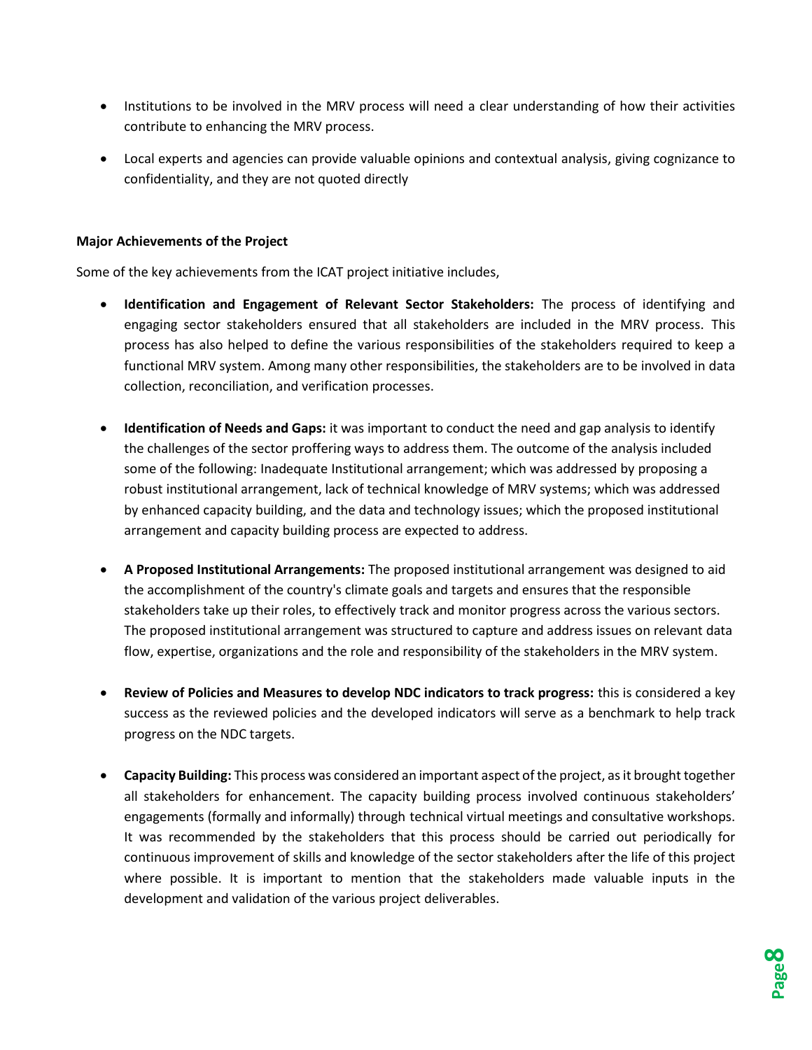- Institutions to be involved in the MRV process will need a clear understanding of how their activities contribute to enhancing the MRV process.
- Local experts and agencies can provide valuable opinions and contextual analysis, giving cognizance to confidentiality, and they are not quoted directly

**Major Achievements of the Project**

Some of the key achievements from the ICAT project initiative includes,

- **Identification and Engagement of Relevant Sector Stakeholders:** The process of identifying and engaging sector stakeholders ensured that all stakeholders are included in the MRV process. This process has also helped to define the various responsibilities of the stakeholders required to keep a functional MRV system. Among many other responsibilities, the stakeholders are to be involved in data collection, reconciliation, and verification processes.
- **Identification of Needs and Gaps:** it was important to conduct the need and gap analysis to identify the challenges of the sector proffering ways to address them. The outcome of the analysis included some of the following: Inadequate Institutional arrangement; which was addressed by proposing a robust institutional arrangement, lack of technical knowledge of MRV systems; which was addressed by enhanced capacity building, and the data and technology issues; which the proposed institutional arrangement and capacity building process are expected to address.
- **A Proposed Institutional Arrangements:** The proposed institutional arrangement was designed to aid the accomplishment of the country's climate goals and targets and ensures that the responsible stakeholders take up their roles, to effectively track and monitor progress across the various sectors. The proposed institutional arrangement was structured to capture and address issues on relevant data flow, expertise, organizations and the role and responsibility of the stakeholders in the MRV system.
- **Review of Policies and Measures to develop NDC indicators to track progress:** this is considered a key success as the reviewed policies and the developed indicators will serve as a benchmark to help track progress on the NDC targets.
- **Capacity Building:** This process was considered an important aspect of the project, as it brought together all stakeholders for enhancement. The capacity building process involved continuous stakeholders' engagements (formally and informally) through technical virtual meetings and consultative workshops. It was recommended by the stakeholders that this process should be carried out periodically for continuous improvement of skills and knowledge of the sector stakeholders after the life of this project where possible. It is important to mention that the stakeholders made valuable inputs in the development and validation of the various project deliverables.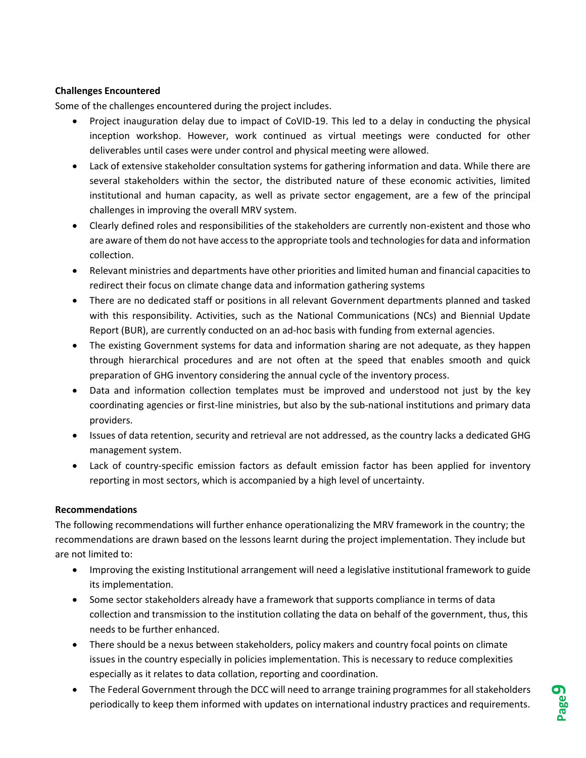**Challenges Encountered**

Some of the challenges encountered during the project includes.

- Project inauguration delay due to impact of CoVID-19. This led to a delay in conducting the physical inception workshop. However, work continued as virtual meetings were conducted for other deliverables until cases were under control and physical meeting were allowed.
- Lack of extensive stakeholder consultation systems for gathering information and data. While there are several stakeholders within the sector, the distributed nature of these economic activities, limited institutional and human capacity, as well as private sector engagement, are a few of the principal challenges in improving the overall MRV system.
- Clearly defined roles and responsibilities of the stakeholders are currently non-existent and those who are aware of them do not have access to the appropriate tools and technologies for data and information collection.
- Relevant ministries and departments have other priorities and limited human and financial capacities to redirect their focus on climate change data and information gathering systems
- There are no dedicated staff or positions in all relevant Government departments planned and tasked with this responsibility. Activities, such as the National Communications (NCs) and Biennial Update Report (BUR), are currently conducted on an ad-hoc basis with funding from external agencies.
- The existing Government systems for data and information sharing are not adequate, as they happen through hierarchical procedures and are not often at the speed that enables smooth and quick preparation of GHG inventory considering the annual cycle of the inventory process.
- Data and information collection templates must be improved and understood not just by the key coordinating agencies or first-line ministries, but also by the sub-national institutions and primary data providers.
- Issues of data retention, security and retrieval are not addressed, as the country lacks a dedicated GHG management system.
- Lack of country-specific emission factors as default emission factor has been applied for inventory reporting in most sectors, which is accompanied by a high level of uncertainty.

**Recommendations**

The following recommendations will further enhance operationalizing the MRV framework in the country; the recommendations are drawn based on the lessons learnt during the project implementation. They include but are not limited to:

- Improving the existing Institutional arrangement will need a legislative institutional framework to guide its implementation.
- Some sector stakeholders already have a framework that supports compliance in terms of data collection and transmission to the institution collating the data on behalf of the government, thus, this needs to be further enhanced.
- There should be a nexus between stakeholders, policy makers and country focal points on climate issues in the country especially in policies implementation. This is necessary to reduce complexities especially as it relates to data collation, reporting and coordination.
- The Federal Government through the DCC will need to arrange training programmes for all stakeholders periodically to keep them informed with updates on international industry practices and requirements.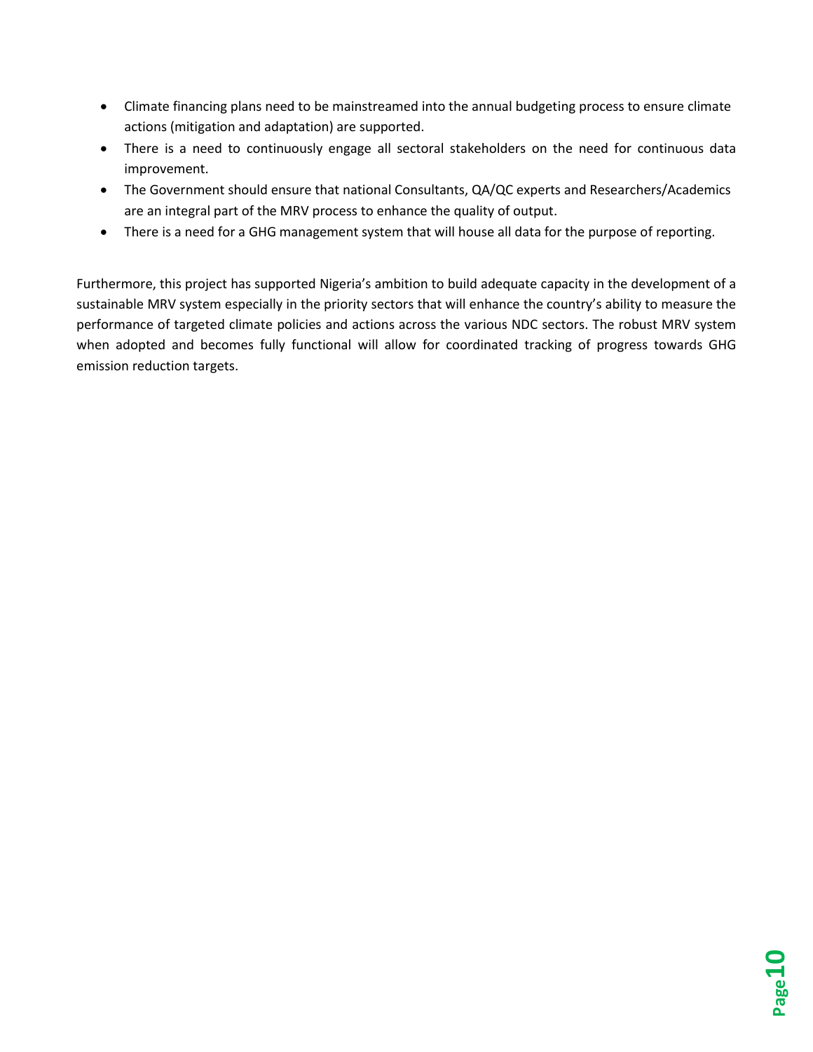- Climate financing plans need to be mainstreamed into the annual budgeting process to ensure climate actions (mitigation and adaptation) are supported.
- There is a need to continuously engage all sectoral stakeholders on the need for continuous data improvement.
- The Government should ensure that national Consultants, QA/QC experts and Researchers/Academics are an integral part of the MRV process to enhance the quality of output.
- There is a need for a GHG management system that will house all data for the purpose of reporting.

Furthermore, this project has supported Nigeria's ambition to build adequate capacity in the development of a sustainable MRV system especially in the priority sectors that will enhance the country's ability to measure the performance of targeted climate policies and actions across the various NDC sectors. The robust MRV system when adopted and becomes fully functional will allow for coordinated tracking of progress towards GHG emission reduction targets.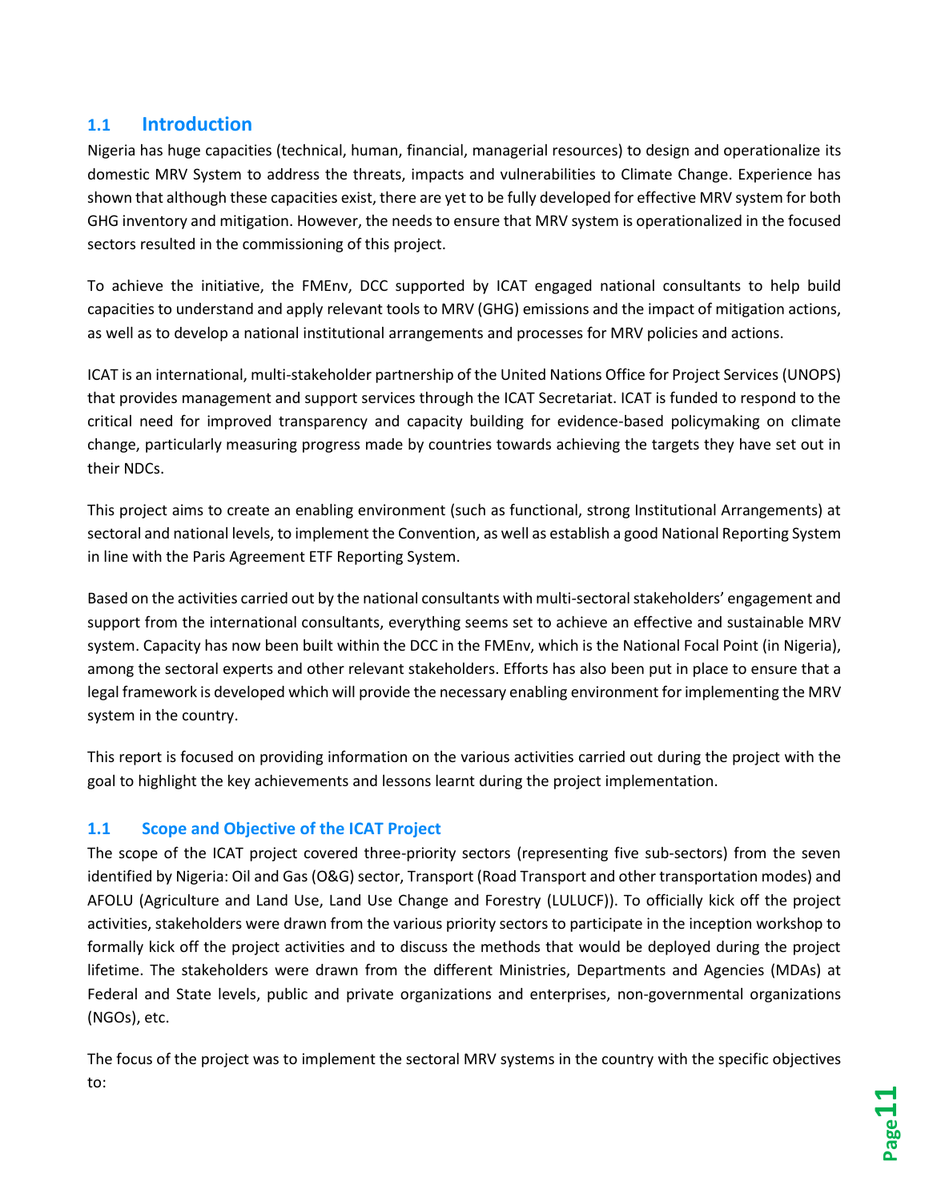## 1.1 Introduction

Nigeria has huge capacities (technical, human, financial, managerial resources) to design and operationalize its domestic MRV System to address the threats, impacts and vulnerabilities to Climate Change. Experience has shown that although these capacities exist, there are yet to be fully developed for effective MRV system for both GHG inventory and mitigation. However, the needs to ensure that MRV system is operationalized in the focused sectors resulted in the commissioning of this project.

To achieve the initiative, the FMEnv, DCC supported by ICAT engaged national consultants to help build capacities to understand and apply relevant tools to MRV (GHG) emissions and the impact of mitigation actions, as well as to develop a national institutional arrangements and processes for MRV policies and actions.

ICAT is an international, multi-stakeholder partnership of the United Nations Office for Project Services (UNOPS) that provides management and support services through the ICAT Secretariat. ICAT is funded to respond to the critical need for improved transparency and capacity building for evidence-based policymaking on climate change, particularly measuring progress made by countries towards achieving the targets they have set out in their NDCs.

This project aims to create an enabling environment (such as functional, strong Institutional Arrangements) at sectoral and national levels, to implement the Convention, as well as establish a good National Reporting System in line with the Paris Agreement ETF Reporting System.

Based on the activities carried out by the national consultants with multi-sectoral stakeholders' engagement and support from the international consultants, everything seems set to achieve an effective and sustainable MRV system. Capacity has now been built within the DCC in the FMEnv, which is the National Focal Point (in Nigeria), among the sectoral experts and other relevant stakeholders. Efforts has also been put in place to ensure that a legal framework is developed which will provide the necessary enabling environment for implementing the MRV system in the country.

This report is focused on providing information on the various activities carried out during the project with the goal to highlight the key achievements and lessons learnt during the project implementation.

### 1.1 Scope and Objective of the ICAT Project

The scope of the ICAT project covered three-priority sectors (representing five sub-sectors) from the seven identified by Nigeria: Oil and Gas (O&G) sector, Transport (Road Transport and other transportation modes) and AFOLU (Agriculture and Land Use, Land Use Change and Forestry (LULUCF)). To officially kick off the project activities, stakeholders were drawn from the various priority sectors to participate in the inception workshop to formally kick off the project activities and to discuss the methods that would be deployed during the project lifetime. The stakeholders were drawn from the different Ministries, Departments and Agencies (MDAs) at Federal and State levels, public and private organizations and enterprises, non-governmental organizations (NGOs), etc.

The focus of the project was to implement the sectoral MRV systems in the country with the specific objectives to: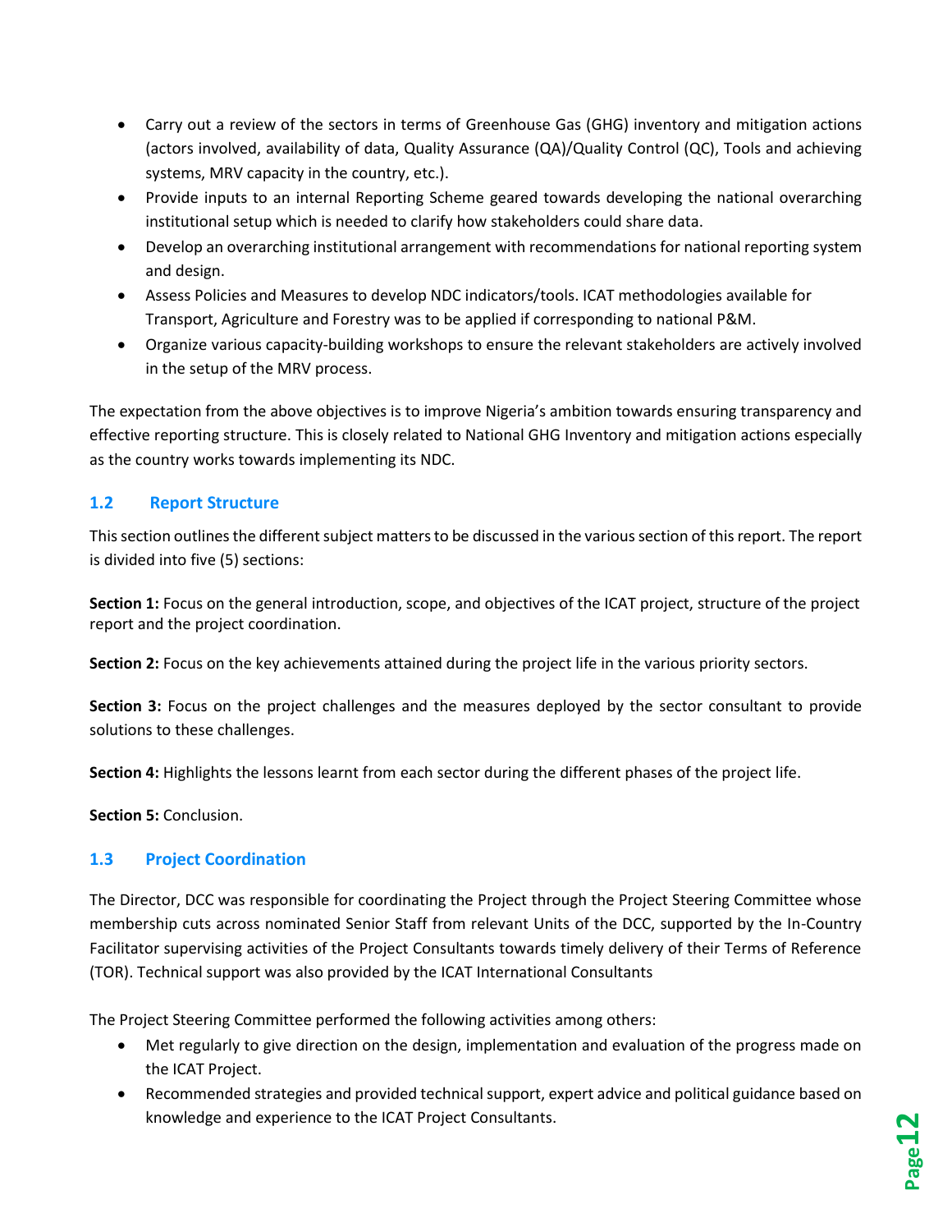- Carry out a review of the sectors in terms of Greenhouse Gas (GHG) inventory and mitigation actions (actors involved, availability of data, Quality Assurance (QA)/Quality Control (QC), Tools and achieving systems, MRV capacity in the country, etc.).
- Provide inputs to an internal Reporting Scheme geared towards developing the national overarching institutional setup which is needed to clarify how stakeholders could share data.
- Develop an overarching institutional arrangement with recommendations for national reporting system and design.
- Assess Policies and Measures to develop NDC indicators/tools. ICAT methodologies available for Transport, Agriculture and Forestry was to be applied if corresponding to national P&M.
- Organize various capacity-building workshops to ensure the relevant stakeholders are actively involved in the setup of the MRV process.

The expectation from the above objectives is to improve Nigeria's ambition towards ensuring transparency and effective reporting structure. This is closely related to National GHG Inventory and mitigation actions especially as the country works towards implementing its NDC.

## 1.2 Report Structure

This section outlines the different subject matters to be discussed in the various section of this report. The report is divided into five (5) sections:

**Section 1:** Focus on the general introduction, scope, and objectives of the ICAT project, structure of the project report and the project coordination.

**Section 2:** Focus on the key achievements attained during the project life in the various priority sectors.

**Section 3:** Focus on the project challenges and the measures deployed by the sector consultant to provide solutions to these challenges.

**Section 4:** Highlights the lessons learnt from each sector during the different phases of the project life.

**Section 5:** Conclusion.

## 1.3 Project Coordination

The Director, DCC was responsible for coordinating the Project through the Project Steering Committee whose membership cuts across nominated Senior Staff from relevant Units of the DCC, supported by the In-Country Facilitator supervising activities of the Project Consultants towards timely delivery of their Terms of Reference (TOR). Technical support was also provided by the ICAT International Consultants

The Project Steering Committee performed the following activities among others:

- Met regularly to give direction on the design, implementation and evaluation of the progress made on the ICAT Project.
- Recommended strategies and provided technical support, expert advice and political guidance based on knowledge and experience to the ICAT Project Consultants.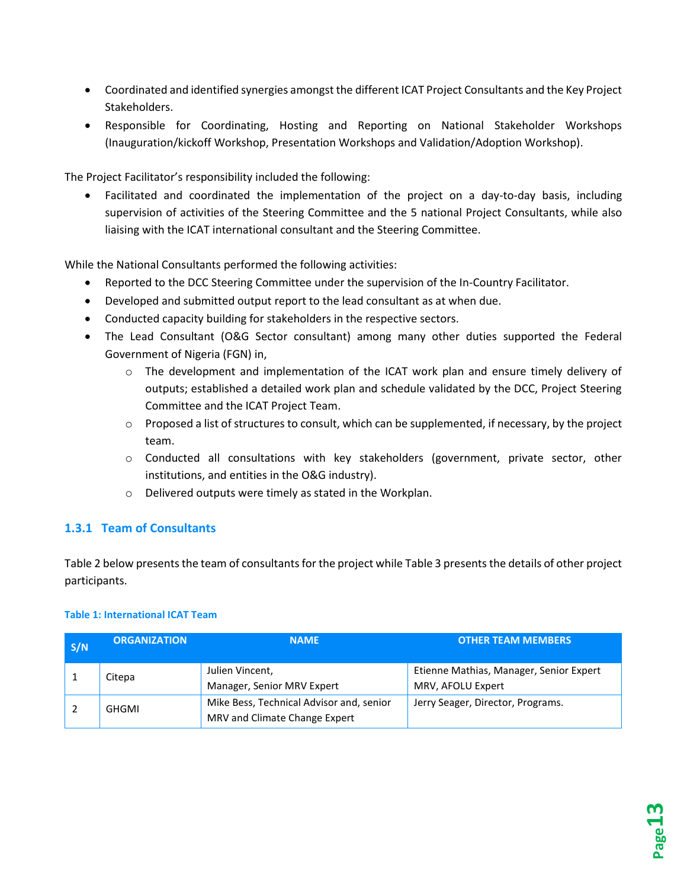- Coordinated and identified synergies amongst the different ICAT Project Consultants and the Key Project Stakeholders.
- Responsible for Coordinating, Hosting and Reporting on National Stakeholder Workshops (Inauguration/kickoff Workshop, Presentation Workshops and Validation/Adoption Workshop).

The Project Facilitator's responsibility included the following:

- Facilitated and coordinated the implementation of the project on a day-to-day basis, including supervision of activities of the Steering Committee and the 5 national Project Consultants, while also liaising with the ICAT international consultant and the Steering Committee.

While the National Consultants performed the following activities:

- Reported to the DCC Steering Committee under the supervision of the In-Country Facilitator.
- Developed and submitted output report to the lead consultant as at when due.
- Conducted capacity building for stakeholders in the respective sectors.
- The Lead Consultant (O&G Sector consultant) among many other duties supported the Federal Government of Nigeria (FGN) in,
    - The development and implementation of the ICAT work plan and ensure timely delivery of outputs; established a detailed work plan and schedule validated by the DCC, Project Steering Committee and the ICAT Project Team.
    - Proposed a list of structures to consult, which can be supplemented, if necessary, by the project team.
    - Conducted all consultations with key stakeholders (government, private sector, other institutions, and entities in the O&G industry).
    - Delivered outputs were timely as stated in the Workplan.

### 1.3.1 Team of Consultants

Table 2 below presents the team of consultants for the project while Table 3 presents the details of other project participants.

**Table 1: International ICAT Team**

| S/N | ORGANIZATION | NAME | OTHER TEAM MEMBERS |
|---|---|---|---|
| 1 | Citepa | Julien Vincent, Manager, Senior MRV Expert | Etienne Mathias, Manager, Senior Expert MRV, AFOLU Expert |
| 2 | GHGMI | Mike Bess, Technical Advisor and, senior MRV and Climate Change Expert | Jerry Seager, Director, Programs. |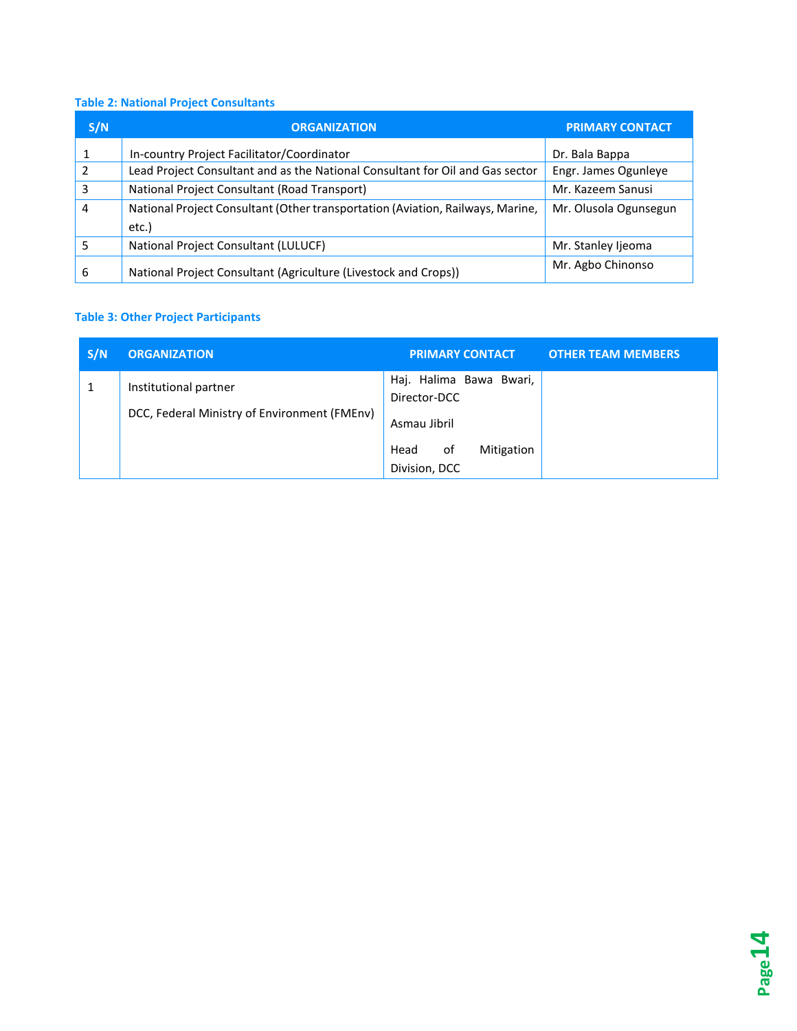**Table 2: National Project Consultants**

| S/N | ORGANIZATION | PRIMARY CONTACT |
|---|---|---|
| 1 | In-country Project Facilitator/Coordinator | Dr. Bala Bappa |
| 2 | Lead Project Consultant and as the National Consultant for Oil and Gas sector | Engr. James Ogunleye |
| 3 | National Project Consultant (Road Transport) | Mr. Kazeem Sanusi |
| 4 | National Project Consultant (Other transportation (Aviation, Railways, Marine, etc.) | Mr. Olusola Ogunsegun |
| 5 | National Project Consultant (LULUCF) | Mr. Stanley Ijeoma |
| 6 | National Project Consultant (Agriculture (Livestock and Crops)) | Mr. Agbo Chinonso |

**Table 3: Other Project Participants**

| S/N | ORGANIZATION | PRIMARY CONTACT | OTHER TEAM MEMBERS |
|---|---|---|---|
| 1 | Institutional partner<br>DCC, Federal Ministry of Environment (FMEnv) | Haj. Halima Bawa Bwari, Director-DCC<br>Asmau Jibril<br>Head of Mitigation Division, DCC | |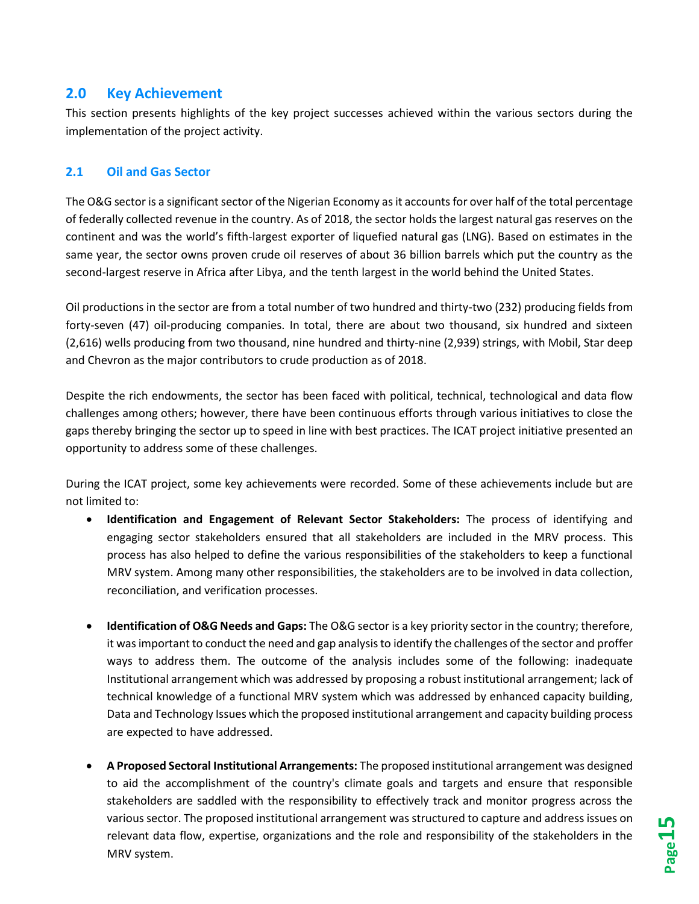## 2.0 Key Achievement

This section presents highlights of the key project successes achieved within the various sectors during the implementation of the project activity.

### 2.1 Oil and Gas Sector

The O&G sector is a significant sector of the Nigerian Economy as it accounts for over half of the total percentage of federally collected revenue in the country. As of 2018, the sector holds the largest natural gas reserves on the continent and was the world's fifth-largest exporter of liquefied natural gas (LNG). Based on estimates in the same year, the sector owns proven crude oil reserves of about 36 billion barrels which put the country as the second-largest reserve in Africa after Libya, and the tenth largest in the world behind the United States.

Oil productions in the sector are from a total number of two hundred and thirty-two (232) producing fields from forty-seven (47) oil-producing companies. In total, there are about two thousand, six hundred and sixteen (2,616) wells producing from two thousand, nine hundred and thirty-nine (2,939) strings, with Mobil, Star deep and Chevron as the major contributors to crude production as of 2018.

Despite the rich endowments, the sector has been faced with political, technical, technological and data flow challenges among others; however, there have been continuous efforts through various initiatives to close the gaps thereby bringing the sector up to speed in line with best practices. The ICAT project initiative presented an opportunity to address some of these challenges.

During the ICAT project, some key achievements were recorded. Some of these achievements include but are not limited to:

- **Identification and Engagement of Relevant Sector Stakeholders:** The process of identifying and engaging sector stakeholders ensured that all stakeholders are included in the MRV process. This process has also helped to define the various responsibilities of the stakeholders to keep a functional MRV system. Among many other responsibilities, the stakeholders are to be involved in data collection, reconciliation, and verification processes.

- **Identification of O&G Needs and Gaps:** The O&G sector is a key priority sector in the country; therefore, it was important to conduct the need and gap analysis to identify the challenges of the sector and proffer ways to address them. The outcome of the analysis includes some of the following: inadequate Institutional arrangement which was addressed by proposing a robust institutional arrangement; lack of technical knowledge of a functional MRV system which was addressed by enhanced capacity building, Data and Technology Issues which the proposed institutional arrangement and capacity building process are expected to have addressed.

- **A Proposed Sectoral Institutional Arrangements:** The proposed institutional arrangement was designed to aid the accomplishment of the country's climate goals and targets and ensure that responsible stakeholders are saddled with the responsibility to effectively track and monitor progress across the various sector. The proposed institutional arrangement was structured to capture and address issues on relevant data flow, expertise, organizations and the role and responsibility of the stakeholders in the MRV system.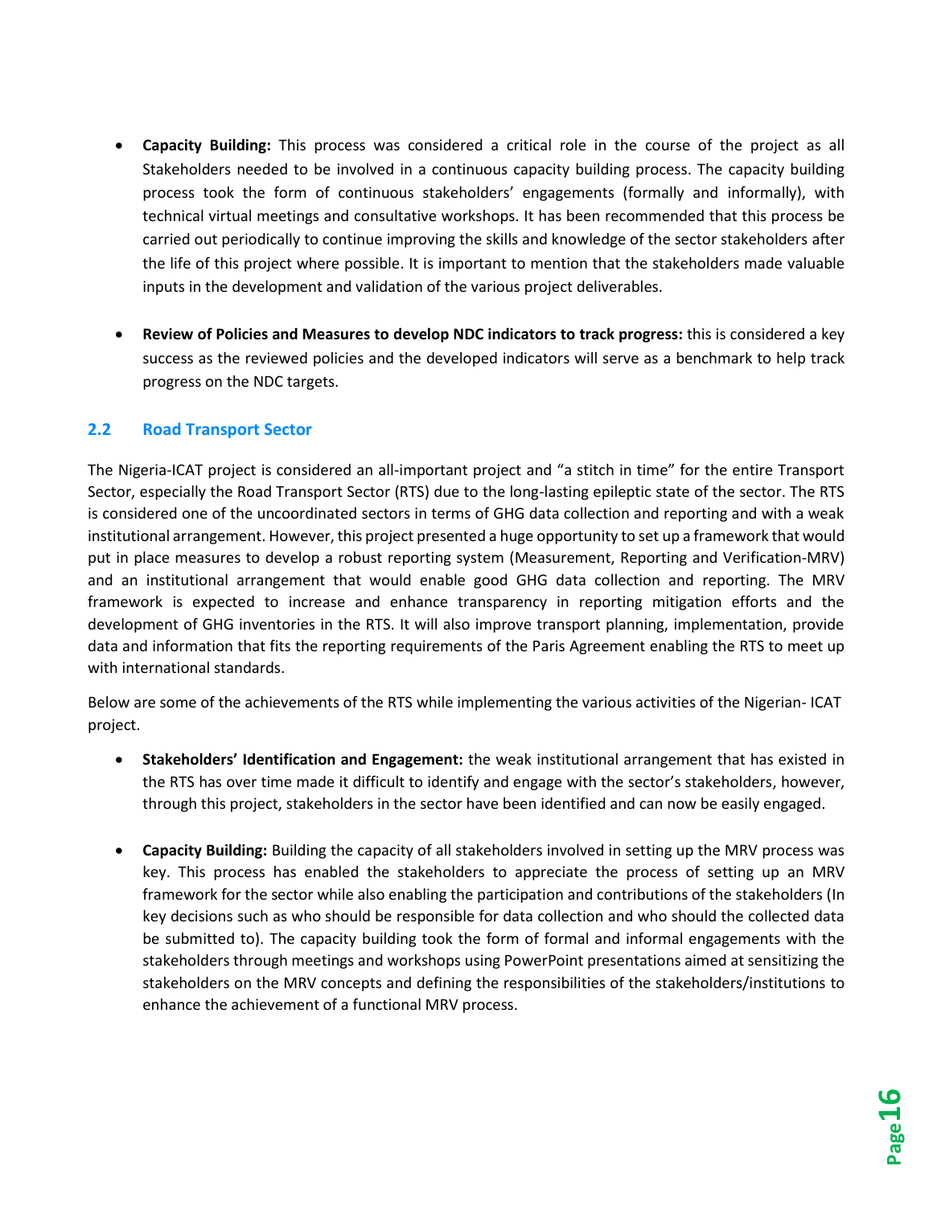- **Capacity Building:** This process was considered a critical role in the course of the project as all Stakeholders needed to be involved in a continuous capacity building process. The capacity building process took the form of continuous stakeholders' engagements (formally and informally), with technical virtual meetings and consultative workshops. It has been recommended that this process be carried out periodically to continue improving the skills and knowledge of the sector stakeholders after the life of this project where possible. It is important to mention that the stakeholders made valuable inputs in the development and validation of the various project deliverables.

- **Review of Policies and Measures to develop NDC indicators to track progress:** this is considered a key success as the reviewed policies and the developed indicators will serve as a benchmark to help track progress on the NDC targets.

## 2.2 Road Transport Sector

The Nigeria-ICAT project is considered an all-important project and "a stitch in time" for the entire Transport Sector, especially the Road Transport Sector (RTS) due to the long-lasting epileptic state of the sector. The RTS is considered one of the uncoordinated sectors in terms of GHG data collection and reporting and with a weak institutional arrangement. However, this project presented a huge opportunity to set up a framework that would put in place measures to develop a robust reporting system (Measurement, Reporting and Verification-MRV) and an institutional arrangement that would enable good GHG data collection and reporting. The MRV framework is expected to increase and enhance transparency in reporting mitigation efforts and the development of GHG inventories in the RTS. It will also improve transport planning, implementation, provide data and information that fits the reporting requirements of the Paris Agreement enabling the RTS to meet up with international standards.

Below are some of the achievements of the RTS while implementing the various activities of the Nigerian- ICAT project.

- **Stakeholders' Identification and Engagement:** the weak institutional arrangement that has existed in the RTS has over time made it difficult to identify and engage with the sector's stakeholders, however, through this project, stakeholders in the sector have been identified and can now be easily engaged.

- **Capacity Building:** Building the capacity of all stakeholders involved in setting up the MRV process was key. This process has enabled the stakeholders to appreciate the process of setting up an MRV framework for the sector while also enabling the participation and contributions of the stakeholders (In key decisions such as who should be responsible for data collection and who should the collected data be submitted to). The capacity building took the form of formal and informal engagements with the stakeholders through meetings and workshops using PowerPoint presentations aimed at sensitizing the stakeholders on the MRV concepts and defining the responsibilities of the stakeholders/institutions to enhance the achievement of a functional MRV process.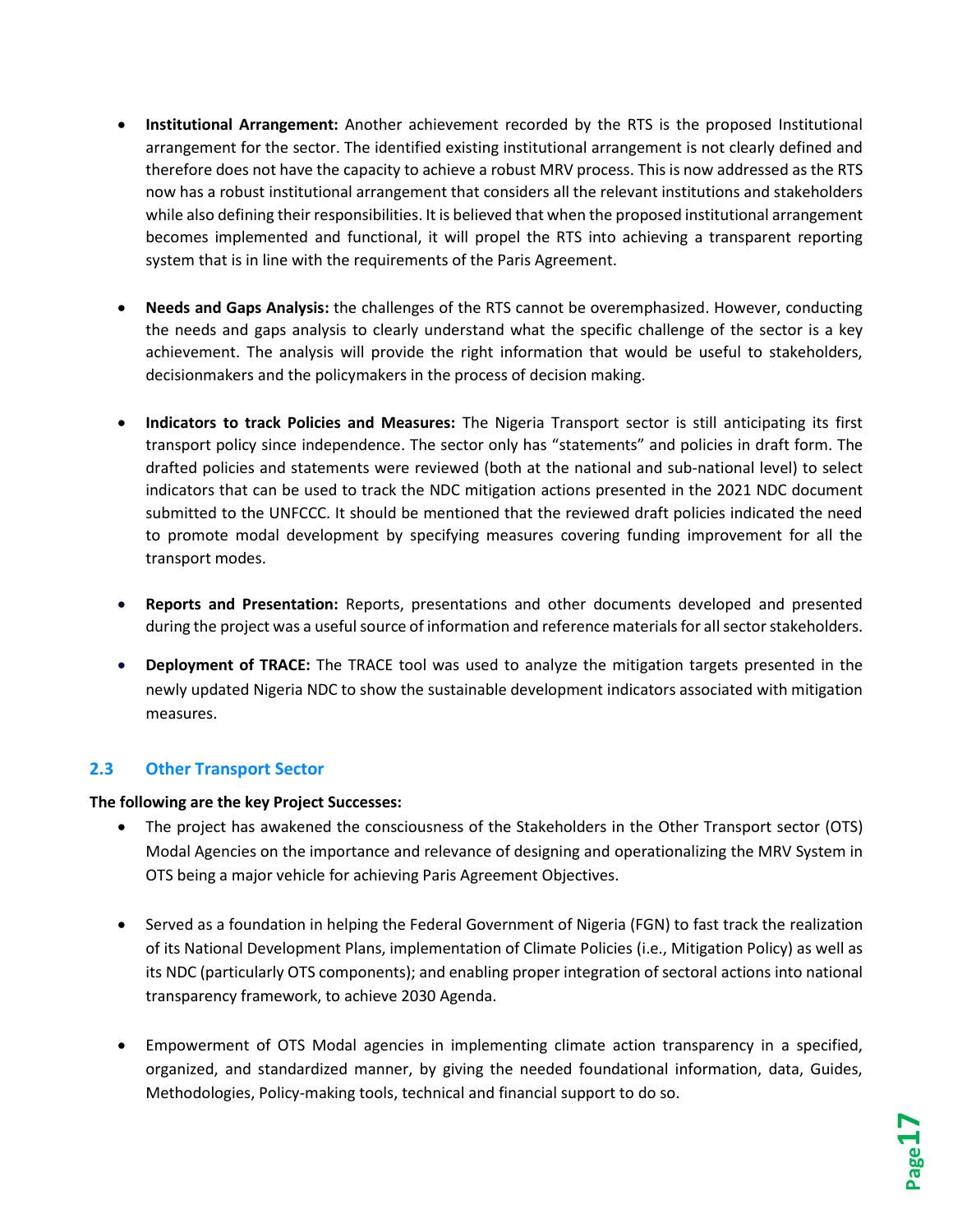- **Institutional Arrangement:** Another achievement recorded by the RTS is the proposed Institutional arrangement for the sector. The identified existing institutional arrangement is not clearly defined and therefore does not have the capacity to achieve a robust MRV process. This is now addressed as the RTS now has a robust institutional arrangement that considers all the relevant institutions and stakeholders while also defining their responsibilities. It is believed that when the proposed institutional arrangement becomes implemented and functional, it will propel the RTS into achieving a transparent reporting system that is in line with the requirements of the Paris Agreement.

- **Needs and Gaps Analysis:** the challenges of the RTS cannot be overemphasized. However, conducting the needs and gaps analysis to clearly understand what the specific challenge of the sector is a key achievement. The analysis will provide the right information that would be useful to stakeholders, decisionmakers and the policymakers in the process of decision making.

- **Indicators to track Policies and Measures:** The Nigeria Transport sector is still anticipating its first transport policy since independence. The sector only has "statements" and policies in draft form. The drafted policies and statements were reviewed (both at the national and sub-national level) to select indicators that can be used to track the NDC mitigation actions presented in the 2021 NDC document submitted to the UNFCCC. It should be mentioned that the reviewed draft policies indicated the need to promote modal development by specifying measures covering funding improvement for all the transport modes.

- **Reports and Presentation:** Reports, presentations and other documents developed and presented during the project was a useful source of information and reference materials for all sector stakeholders.

- **Deployment of TRACE:** The TRACE tool was used to analyze the mitigation targets presented in the newly updated Nigeria NDC to show the sustainable development indicators associated with mitigation measures.

## 2.3 Other Transport Sector

**The following are the key Project Successes:**

- The project has awakened the consciousness of the Stakeholders in the Other Transport sector (OTS) Modal Agencies on the importance and relevance of designing and operationalizing the MRV System in OTS being a major vehicle for achieving Paris Agreement Objectives.

- Served as a foundation in helping the Federal Government of Nigeria (FGN) to fast track the realization of its National Development Plans, implementation of Climate Policies (i.e., Mitigation Policy) as well as its NDC (particularly OTS components); and enabling proper integration of sectoral actions into national transparency framework, to achieve 2030 Agenda.

- Empowerment of OTS Modal agencies in implementing climate action transparency in a specified, organized, and standardized manner, by giving the needed foundational information, data, Guides, Methodologies, Policy-making tools, technical and financial support to do so.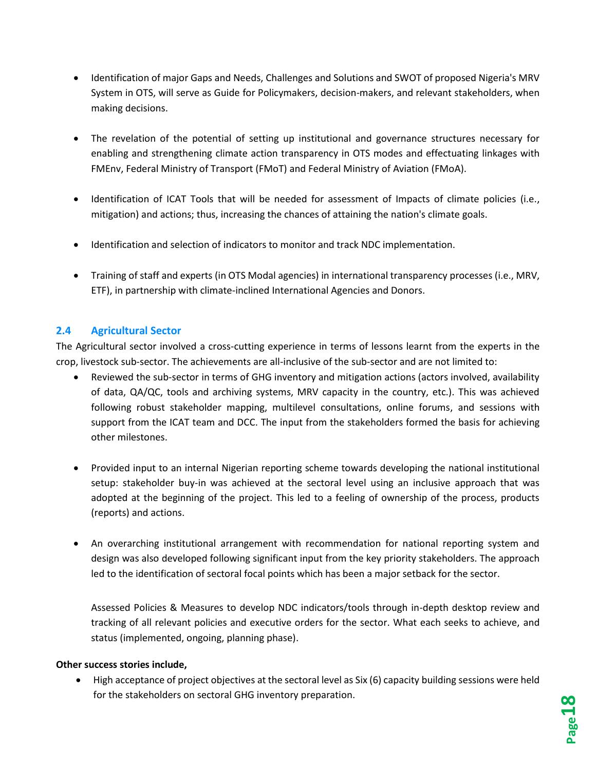- Identification of major Gaps and Needs, Challenges and Solutions and SWOT of proposed Nigeria's MRV System in OTS, will serve as Guide for Policymakers, decision-makers, and relevant stakeholders, when making decisions.

- The revelation of the potential of setting up institutional and governance structures necessary for enabling and strengthening climate action transparency in OTS modes and effectuating linkages with FMEnv, Federal Ministry of Transport (FMoT) and Federal Ministry of Aviation (FMoA).

- Identification of ICAT Tools that will be needed for assessment of Impacts of climate policies (i.e., mitigation) and actions; thus, increasing the chances of attaining the nation's climate goals.

- Identification and selection of indicators to monitor and track NDC implementation.

- Training of staff and experts (in OTS Modal agencies) in international transparency processes (i.e., MRV, ETF), in partnership with climate-inclined International Agencies and Donors.

## 2.4 Agricultural Sector

The Agricultural sector involved a cross-cutting experience in terms of lessons learnt from the experts in the crop, livestock sub-sector. The achievements are all-inclusive of the sub-sector and are not limited to:

- Reviewed the sub-sector in terms of GHG inventory and mitigation actions (actors involved, availability of data, QA/QC, tools and archiving systems, MRV capacity in the country, etc.). This was achieved following robust stakeholder mapping, multilevel consultations, online forums, and sessions with support from the ICAT team and DCC. The input from the stakeholders formed the basis for achieving other milestones.

- Provided input to an internal Nigerian reporting scheme towards developing the national institutional setup: stakeholder buy-in was achieved at the sectoral level using an inclusive approach that was adopted at the beginning of the project. This led to a feeling of ownership of the process, products (reports) and actions.

- An overarching institutional arrangement with recommendation for national reporting system and design was also developed following significant input from the key priority stakeholders. The approach led to the identification of sectoral focal points which has been a major setback for the sector.

  Assessed Policies & Measures to develop NDC indicators/tools through in-depth desktop review and tracking of all relevant policies and executive orders for the sector. What each seeks to achieve, and status (implemented, ongoing, planning phase).

**Other success stories include,**

- High acceptance of project objectives at the sectoral level as Six (6) capacity building sessions were held for the stakeholders on sectoral GHG inventory preparation.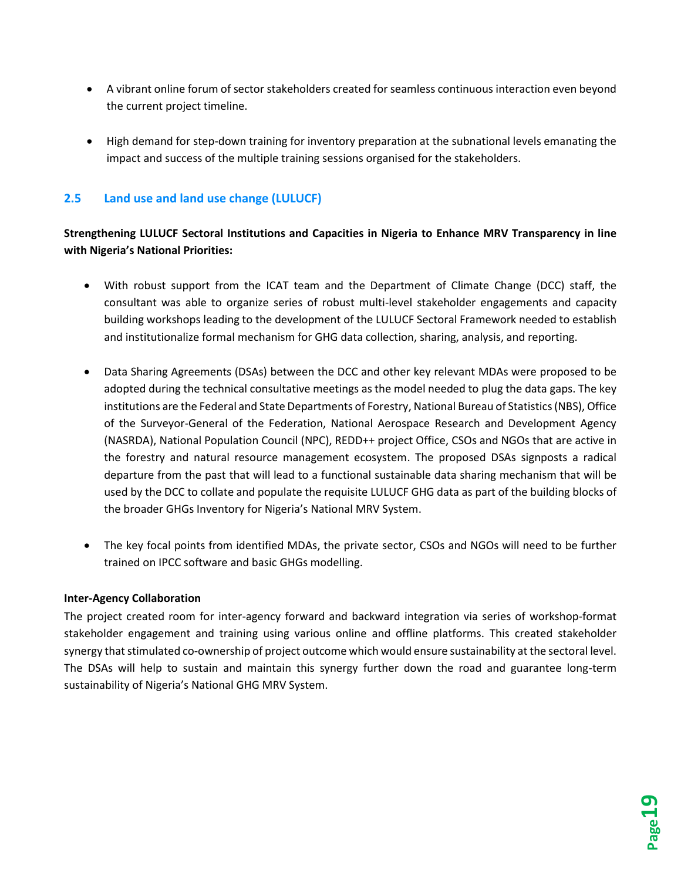- A vibrant online forum of sector stakeholders created for seamless continuous interaction even beyond the current project timeline.

- High demand for step-down training for inventory preparation at the subnational levels emanating the impact and success of the multiple training sessions organised for the stakeholders.

## 2.5 Land use and land use change (LULUCF)

**Strengthening LULUCF Sectoral Institutions and Capacities in Nigeria to Enhance MRV Transparency in line with Nigeria's National Priorities:**

- With robust support from the ICAT team and the Department of Climate Change (DCC) staff, the consultant was able to organize series of robust multi-level stakeholder engagements and capacity building workshops leading to the development of the LULUCF Sectoral Framework needed to establish and institutionalize formal mechanism for GHG data collection, sharing, analysis, and reporting.

- Data Sharing Agreements (DSAs) between the DCC and other key relevant MDAs were proposed to be adopted during the technical consultative meetings as the model needed to plug the data gaps. The key institutions are the Federal and State Departments of Forestry, National Bureau of Statistics (NBS), Office of the Surveyor-General of the Federation, National Aerospace Research and Development Agency (NASRDA), National Population Council (NPC), REDD++ project Office, CSOs and NGOs that are active in the forestry and natural resource management ecosystem. The proposed DSAs signposts a radical departure from the past that will lead to a functional sustainable data sharing mechanism that will be used by the DCC to collate and populate the requisite LULUCF GHG data as part of the building blocks of the broader GHGs Inventory for Nigeria's National MRV System.

- The key focal points from identified MDAs, the private sector, CSOs and NGOs will need to be further trained on IPCC software and basic GHGs modelling.

**Inter-Agency Collaboration**

The project created room for inter-agency forward and backward integration via series of workshop-format stakeholder engagement and training using various online and offline platforms. This created stakeholder synergy that stimulated co-ownership of project outcome which would ensure sustainability at the sectoral level. The DSAs will help to sustain and maintain this synergy further down the road and guarantee long-term sustainability of Nigeria's National GHG MRV System.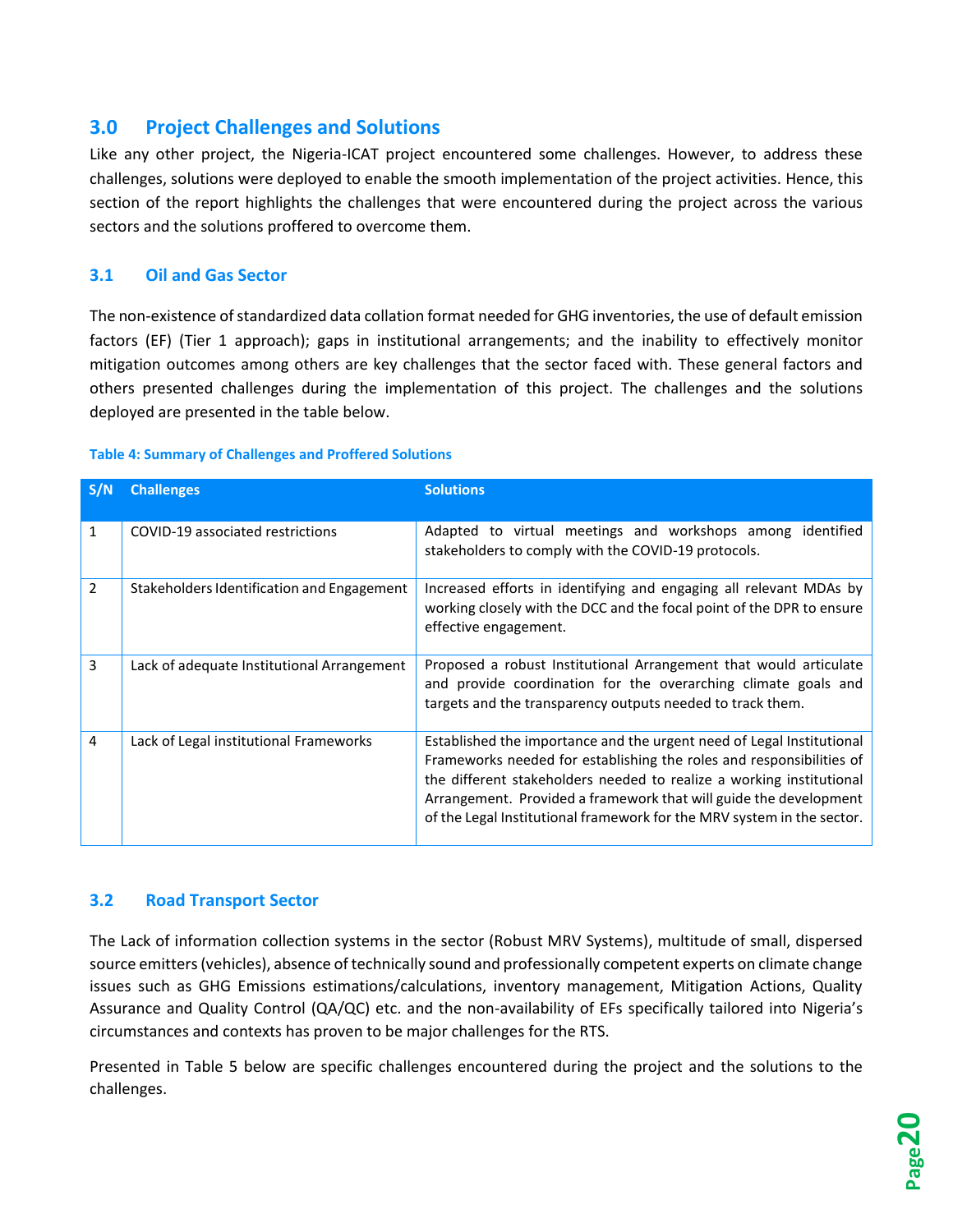## 3.0 Project Challenges and Solutions

Like any other project, the Nigeria-ICAT project encountered some challenges. However, to address these challenges, solutions were deployed to enable the smooth implementation of the project activities. Hence, this section of the report highlights the challenges that were encountered during the project across the various sectors and the solutions proffered to overcome them.

### 3.1 Oil and Gas Sector

The non-existence of standardized data collation format needed for GHG inventories, the use of default emission factors (EF) (Tier 1 approach); gaps in institutional arrangements; and the inability to effectively monitor mitigation outcomes among others are key challenges that the sector faced with. These general factors and others presented challenges during the implementation of this project. The challenges and the solutions deployed are presented in the table below.

**Table 4: Summary of Challenges and Proffered Solutions**

| S/N | Challenges | Solutions |
|---|---|---|
| 1 | COVID-19 associated restrictions | Adapted to virtual meetings and workshops among identified stakeholders to comply with the COVID-19 protocols. |
| 2 | Stakeholders Identification and Engagement | Increased efforts in identifying and engaging all relevant MDAs by working closely with the DCC and the focal point of the DPR to ensure effective engagement. |
| 3 | Lack of adequate Institutional Arrangement | Proposed a robust Institutional Arrangement that would articulate and provide coordination for the overarching climate goals and targets and the transparency outputs needed to track them. |
| 4 | Lack of Legal institutional Frameworks | Established the importance and the urgent need of Legal Institutional Frameworks needed for establishing the roles and responsibilities of the different stakeholders needed to realize a working institutional Arrangement. Provided a framework that will guide the development of the Legal Institutional framework for the MRV system in the sector. |

### 3.2 Road Transport Sector

The Lack of information collection systems in the sector (Robust MRV Systems), multitude of small, dispersed source emitters (vehicles), absence of technically sound and professionally competent experts on climate change issues such as GHG Emissions estimations/calculations, inventory management, Mitigation Actions, Quality Assurance and Quality Control (QA/QC) etc. and the non-availability of EFs specifically tailored into Nigeria's circumstances and contexts has proven to be major challenges for the RTS.

Presented in Table 5 below are specific challenges encountered during the project and the solutions to the challenges.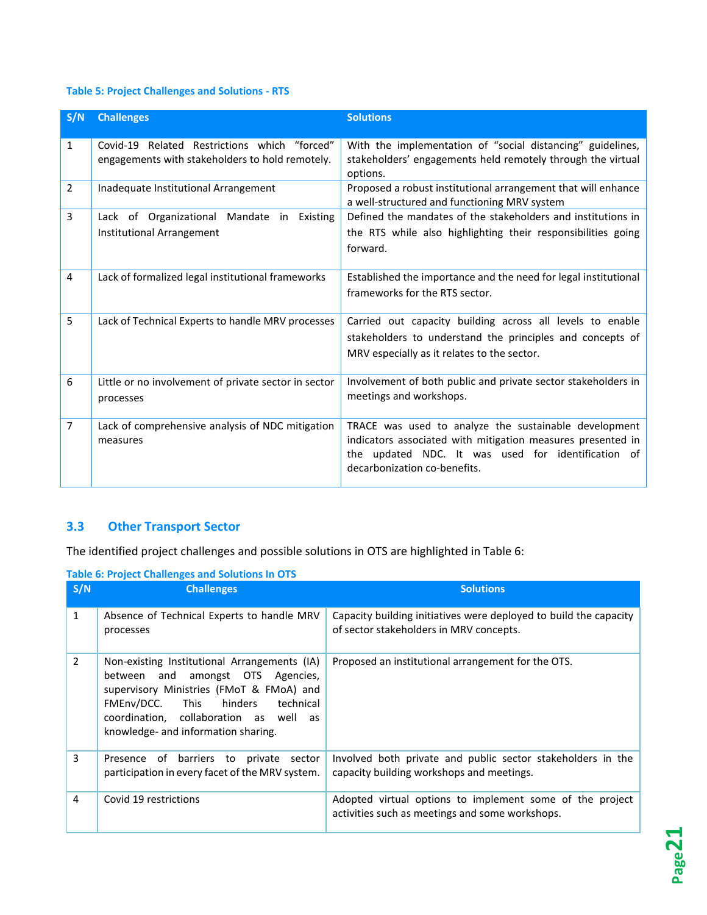**Table 5: Project Challenges and Solutions - RTS**

| S/N | Challenges | Solutions |
|---|---|---|
| 1 | Covid-19 Related Restrictions which "forced" engagements with stakeholders to hold remotely. | With the implementation of "social distancing" guidelines, stakeholders' engagements held remotely through the virtual options. |
| 2 | Inadequate Institutional Arrangement | Proposed a robust institutional arrangement that will enhance a well-structured and functioning MRV system |
| 3 | Lack of Organizational Mandate in Existing Institutional Arrangement | Defined the mandates of the stakeholders and institutions in the RTS while also highlighting their responsibilities going forward. |
| 4 | Lack of formalized legal institutional frameworks | Established the importance and the need for legal institutional frameworks for the RTS sector. |
| 5 | Lack of Technical Experts to handle MRV processes | Carried out capacity building across all levels to enable stakeholders to understand the principles and concepts of MRV especially as it relates to the sector. |
| 6 | Little or no involvement of private sector in sector processes | Involvement of both public and private sector stakeholders in meetings and workshops. |
| 7 | Lack of comprehensive analysis of NDC mitigation measures | TRACE was used to analyze the sustainable development indicators associated with mitigation measures presented in the updated NDC. It was used for identification of decarbonization co-benefits. |

## 3.3 Other Transport Sector

The identified project challenges and possible solutions in OTS are highlighted in Table 6:

**Table 6: Project Challenges and Solutions In OTS**

| S/N | Challenges | Solutions |
|---|---|---|
| 1 | Absence of Technical Experts to handle MRV processes | Capacity building initiatives were deployed to build the capacity of sector stakeholders in MRV concepts. |
| 2 | Non-existing Institutional Arrangements (IA) between and amongst OTS Agencies, supervisory Ministries (FMoT & FMoA) and FMEnv/DCC. This hinders technical coordination, collaboration as well as knowledge- and information sharing. | Proposed an institutional arrangement for the OTS. |
| 3 | Presence of barriers to private sector participation in every facet of the MRV system. | Involved both private and public sector stakeholders in the capacity building workshops and meetings. |
| 4 | Covid 19 restrictions | Adopted virtual options to implement some of the project activities such as meetings and some workshops. |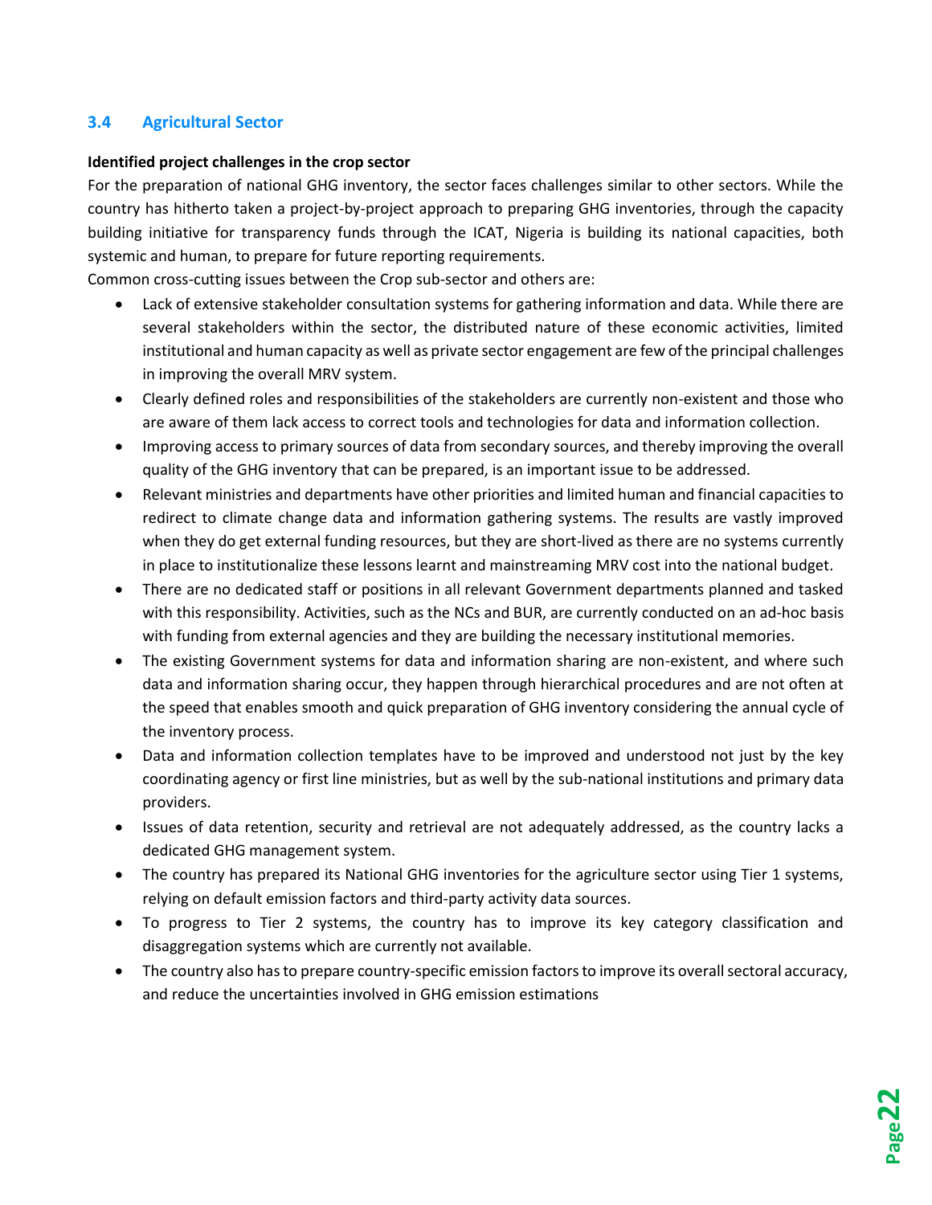## 3.4 Agricultural Sector

**Identified project challenges in the crop sector**

For the preparation of national GHG inventory, the sector faces challenges similar to other sectors. While the country has hitherto taken a project-by-project approach to preparing GHG inventories, through the capacity building initiative for transparency funds through the ICAT, Nigeria is building its national capacities, both systemic and human, to prepare for future reporting requirements.

Common cross-cutting issues between the Crop sub-sector and others are:

- Lack of extensive stakeholder consultation systems for gathering information and data. While there are several stakeholders within the sector, the distributed nature of these economic activities, limited institutional and human capacity as well as private sector engagement are few of the principal challenges in improving the overall MRV system.
- Clearly defined roles and responsibilities of the stakeholders are currently non-existent and those who are aware of them lack access to correct tools and technologies for data and information collection.
- Improving access to primary sources of data from secondary sources, and thereby improving the overall quality of the GHG inventory that can be prepared, is an important issue to be addressed.
- Relevant ministries and departments have other priorities and limited human and financial capacities to redirect to climate change data and information gathering systems. The results are vastly improved when they do get external funding resources, but they are short-lived as there are no systems currently in place to institutionalize these lessons learnt and mainstreaming MRV cost into the national budget.
- There are no dedicated staff or positions in all relevant Government departments planned and tasked with this responsibility. Activities, such as the NCs and BUR, are currently conducted on an ad-hoc basis with funding from external agencies and they are building the necessary institutional memories.
- The existing Government systems for data and information sharing are non-existent, and where such data and information sharing occur, they happen through hierarchical procedures and are not often at the speed that enables smooth and quick preparation of GHG inventory considering the annual cycle of the inventory process.
- Data and information collection templates have to be improved and understood not just by the key coordinating agency or first line ministries, but as well by the sub-national institutions and primary data providers.
- Issues of data retention, security and retrieval are not adequately addressed, as the country lacks a dedicated GHG management system.
- The country has prepared its National GHG inventories for the agriculture sector using Tier 1 systems, relying on default emission factors and third-party activity data sources.
- To progress to Tier 2 systems, the country has to improve its key category classification and disaggregation systems which are currently not available.
- The country also has to prepare country-specific emission factors to improve its overall sectoral accuracy, and reduce the uncertainties involved in GHG emission estimations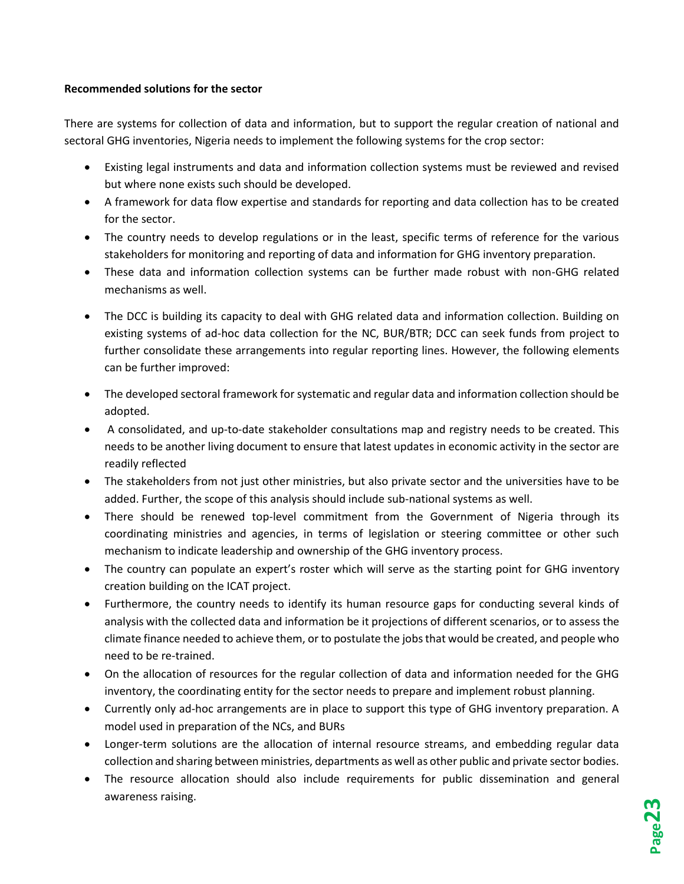**Recommended solutions for the sector**

There are systems for collection of data and information, but to support the regular creation of national and sectoral GHG inventories, Nigeria needs to implement the following systems for the crop sector:

- Existing legal instruments and data and information collection systems must be reviewed and revised but where none exists such should be developed.
- A framework for data flow expertise and standards for reporting and data collection has to be created for the sector.
- The country needs to develop regulations or in the least, specific terms of reference for the various stakeholders for monitoring and reporting of data and information for GHG inventory preparation.
- These data and information collection systems can be further made robust with non-GHG related mechanisms as well.

- The DCC is building its capacity to deal with GHG related data and information collection. Building on existing systems of ad-hoc data collection for the NC, BUR/BTR; DCC can seek funds from project to further consolidate these arrangements into regular reporting lines. However, the following elements can be further improved:

- The developed sectoral framework for systematic and regular data and information collection should be adopted.
- A consolidated, and up-to-date stakeholder consultations map and registry needs to be created. This needs to be another living document to ensure that latest updates in economic activity in the sector are readily reflected
- The stakeholders from not just other ministries, but also private sector and the universities have to be added. Further, the scope of this analysis should include sub-national systems as well.
- There should be renewed top-level commitment from the Government of Nigeria through its coordinating ministries and agencies, in terms of legislation or steering committee or other such mechanism to indicate leadership and ownership of the GHG inventory process.
- The country can populate an expert's roster which will serve as the starting point for GHG inventory creation building on the ICAT project.
- Furthermore, the country needs to identify its human resource gaps for conducting several kinds of analysis with the collected data and information be it projections of different scenarios, or to assess the climate finance needed to achieve them, or to postulate the jobs that would be created, and people who need to be re-trained.
- On the allocation of resources for the regular collection of data and information needed for the GHG inventory, the coordinating entity for the sector needs to prepare and implement robust planning.
- Currently only ad-hoc arrangements are in place to support this type of GHG inventory preparation. A model used in preparation of the NCs, and BURs
- Longer-term solutions are the allocation of internal resource streams, and embedding regular data collection and sharing between ministries, departments as well as other public and private sector bodies.
- The resource allocation should also include requirements for public dissemination and general awareness raising.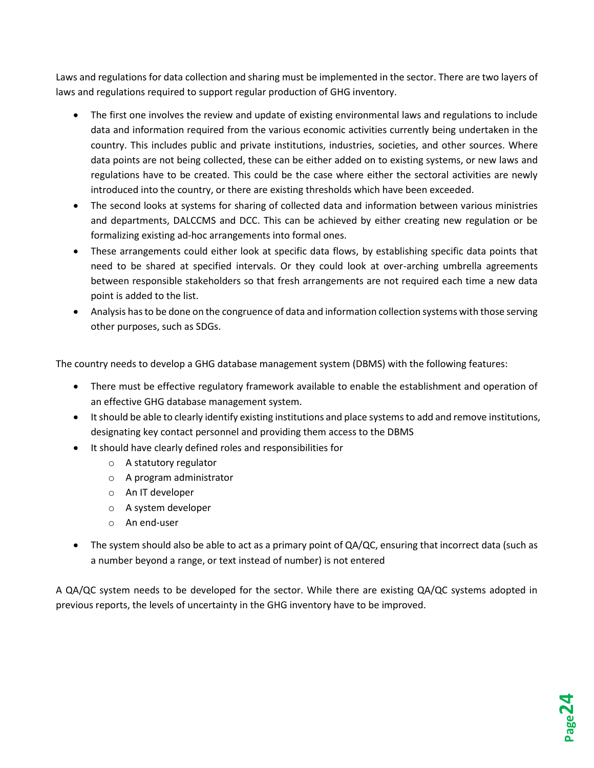Laws and regulations for data collection and sharing must be implemented in the sector. There are two layers of laws and regulations required to support regular production of GHG inventory.

- The first one involves the review and update of existing environmental laws and regulations to include data and information required from the various economic activities currently being undertaken in the country. This includes public and private institutions, industries, societies, and other sources. Where data points are not being collected, these can be either added on to existing systems, or new laws and regulations have to be created. This could be the case where either the sectoral activities are newly introduced into the country, or there are existing thresholds which have been exceeded.
- The second looks at systems for sharing of collected data and information between various ministries and departments, DALCCMS and DCC. This can be achieved by either creating new regulation or be formalizing existing ad-hoc arrangements into formal ones.
- These arrangements could either look at specific data flows, by establishing specific data points that need to be shared at specified intervals. Or they could look at over-arching umbrella agreements between responsible stakeholders so that fresh arrangements are not required each time a new data point is added to the list.
- Analysis has to be done on the congruence of data and information collection systems with those serving other purposes, such as SDGs.

The country needs to develop a GHG database management system (DBMS) with the following features:

- There must be effective regulatory framework available to enable the establishment and operation of an effective GHG database management system.
- It should be able to clearly identify existing institutions and place systems to add and remove institutions, designating key contact personnel and providing them access to the DBMS
- It should have clearly defined roles and responsibilities for
  - A statutory regulator
  - A program administrator
  - An IT developer
  - A system developer
  - An end-user
- The system should also be able to act as a primary point of QA/QC, ensuring that incorrect data (such as a number beyond a range, or text instead of number) is not entered

A QA/QC system needs to be developed for the sector. While there are existing QA/QC systems adopted in previous reports, the levels of uncertainty in the GHG inventory have to be improved.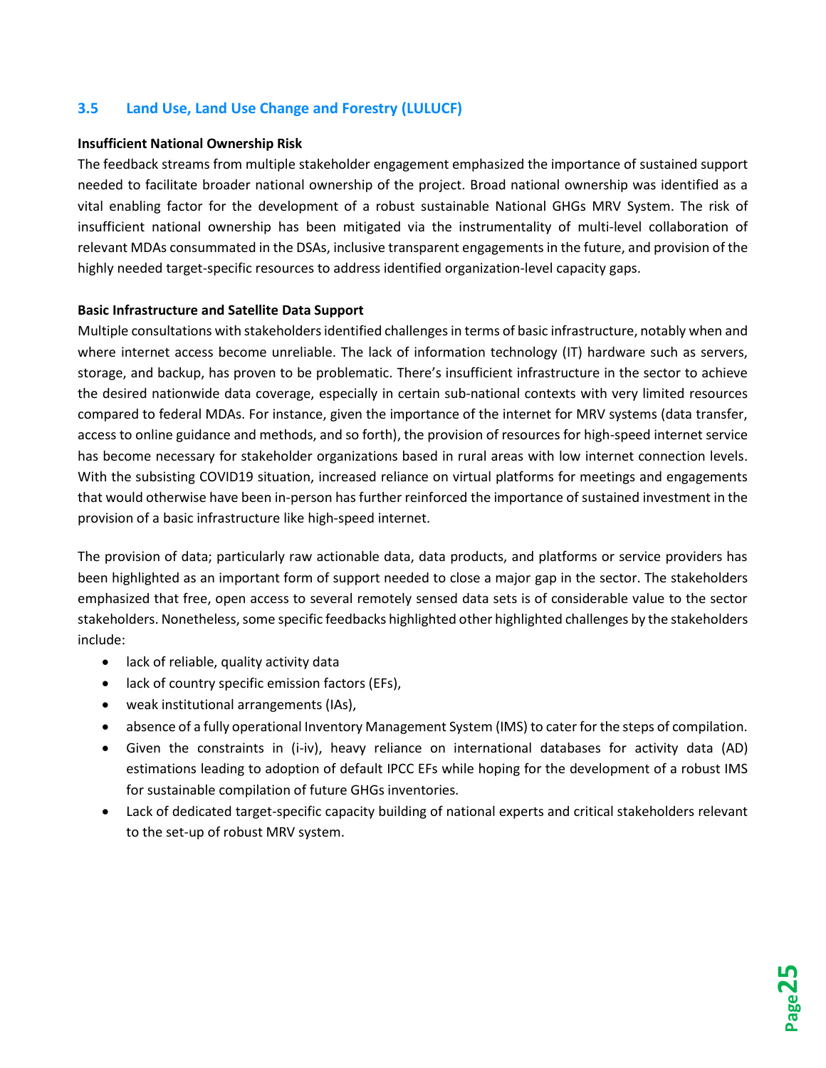## 3.5 Land Use, Land Use Change and Forestry (LULUCF)

**Insufficient National Ownership Risk**

The feedback streams from multiple stakeholder engagement emphasized the importance of sustained support needed to facilitate broader national ownership of the project. Broad national ownership was identified as a vital enabling factor for the development of a robust sustainable National GHGs MRV System. The risk of insufficient national ownership has been mitigated via the instrumentality of multi-level collaboration of relevant MDAs consummated in the DSAs, inclusive transparent engagements in the future, and provision of the highly needed target-specific resources to address identified organization-level capacity gaps.

**Basic Infrastructure and Satellite Data Support**

Multiple consultations with stakeholders identified challenges in terms of basic infrastructure, notably when and where internet access become unreliable. The lack of information technology (IT) hardware such as servers, storage, and backup, has proven to be problematic. There's insufficient infrastructure in the sector to achieve the desired nationwide data coverage, especially in certain sub-national contexts with very limited resources compared to federal MDAs. For instance, given the importance of the internet for MRV systems (data transfer, access to online guidance and methods, and so forth), the provision of resources for high-speed internet service has become necessary for stakeholder organizations based in rural areas with low internet connection levels. With the subsisting COVID19 situation, increased reliance on virtual platforms for meetings and engagements that would otherwise have been in-person has further reinforced the importance of sustained investment in the provision of a basic infrastructure like high-speed internet.

The provision of data; particularly raw actionable data, data products, and platforms or service providers has been highlighted as an important form of support needed to close a major gap in the sector. The stakeholders emphasized that free, open access to several remotely sensed data sets is of considerable value to the sector stakeholders. Nonetheless, some specific feedbacks highlighted other highlighted challenges by the stakeholders include:

- lack of reliable, quality activity data
- lack of country specific emission factors (EFs),
- weak institutional arrangements (IAs),
- absence of a fully operational Inventory Management System (IMS) to cater for the steps of compilation.
- Given the constraints in (i-iv), heavy reliance on international databases for activity data (AD) estimations leading to adoption of default IPCC EFs while hoping for the development of a robust IMS for sustainable compilation of future GHGs inventories.
- Lack of dedicated target-specific capacity building of national experts and critical stakeholders relevant to the set-up of robust MRV system.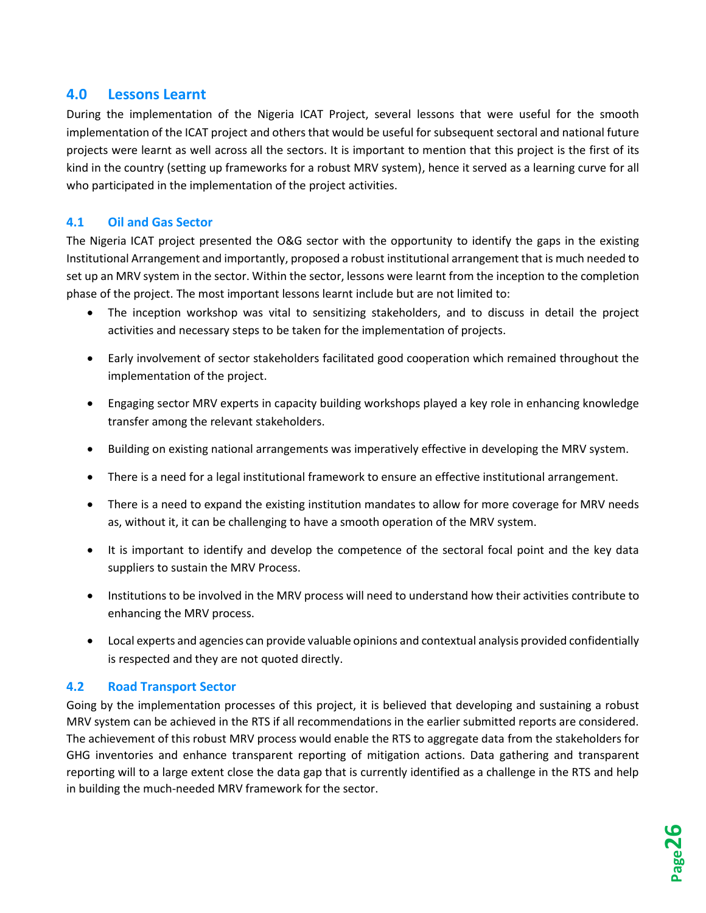## 4.0 Lessons Learnt

During the implementation of the Nigeria ICAT Project, several lessons that were useful for the smooth implementation of the ICAT project and others that would be useful for subsequent sectoral and national future projects were learnt as well across all the sectors. It is important to mention that this project is the first of its kind in the country (setting up frameworks for a robust MRV system), hence it served as a learning curve for all who participated in the implementation of the project activities.

### 4.1 Oil and Gas Sector

The Nigeria ICAT project presented the O&G sector with the opportunity to identify the gaps in the existing Institutional Arrangement and importantly, proposed a robust institutional arrangement that is much needed to set up an MRV system in the sector. Within the sector, lessons were learnt from the inception to the completion phase of the project. The most important lessons learnt include but are not limited to:

- The inception workshop was vital to sensitizing stakeholders, and to discuss in detail the project activities and necessary steps to be taken for the implementation of projects.
- Early involvement of sector stakeholders facilitated good cooperation which remained throughout the implementation of the project.
- Engaging sector MRV experts in capacity building workshops played a key role in enhancing knowledge transfer among the relevant stakeholders.
- Building on existing national arrangements was imperatively effective in developing the MRV system.
- There is a need for a legal institutional framework to ensure an effective institutional arrangement.
- There is a need to expand the existing institution mandates to allow for more coverage for MRV needs as, without it, it can be challenging to have a smooth operation of the MRV system.
- It is important to identify and develop the competence of the sectoral focal point and the key data suppliers to sustain the MRV Process.
- Institutions to be involved in the MRV process will need to understand how their activities contribute to enhancing the MRV process.
- Local experts and agencies can provide valuable opinions and contextual analysis provided confidentially is respected and they are not quoted directly.

### 4.2 Road Transport Sector

Going by the implementation processes of this project, it is believed that developing and sustaining a robust MRV system can be achieved in the RTS if all recommendations in the earlier submitted reports are considered. The achievement of this robust MRV process would enable the RTS to aggregate data from the stakeholders for GHG inventories and enhance transparent reporting of mitigation actions. Data gathering and transparent reporting will to a large extent close the data gap that is currently identified as a challenge in the RTS and help in building the much-needed MRV framework for the sector.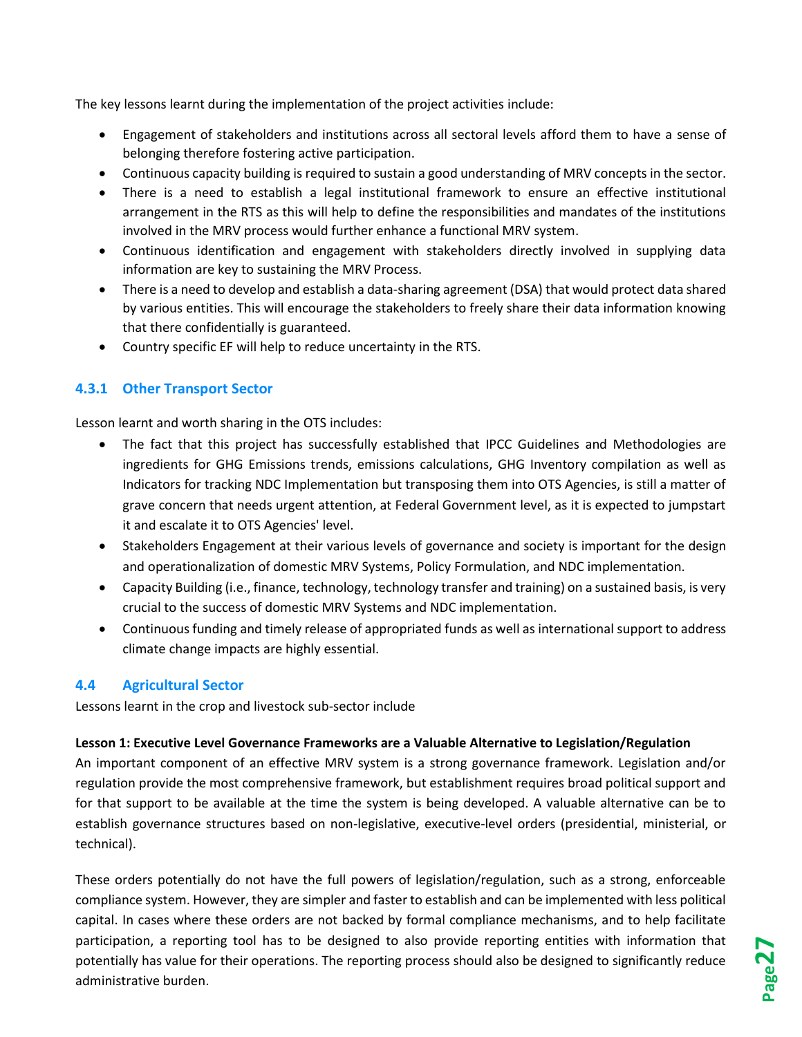The key lessons learnt during the implementation of the project activities include:

- Engagement of stakeholders and institutions across all sectoral levels afford them to have a sense of belonging therefore fostering active participation.
- Continuous capacity building is required to sustain a good understanding of MRV concepts in the sector.
- There is a need to establish a legal institutional framework to ensure an effective institutional arrangement in the RTS as this will help to define the responsibilities and mandates of the institutions involved in the MRV process would further enhance a functional MRV system.
- Continuous identification and engagement with stakeholders directly involved in supplying data information are key to sustaining the MRV Process.
- There is a need to develop and establish a data-sharing agreement (DSA) that would protect data shared by various entities. This will encourage the stakeholders to freely share their data information knowing that there confidentially is guaranteed.
- Country specific EF will help to reduce uncertainty in the RTS.

### 4.3.1 Other Transport Sector

Lesson learnt and worth sharing in the OTS includes:

- The fact that this project has successfully established that IPCC Guidelines and Methodologies are ingredients for GHG Emissions trends, emissions calculations, GHG Inventory compilation as well as Indicators for tracking NDC Implementation but transposing them into OTS Agencies, is still a matter of grave concern that needs urgent attention, at Federal Government level, as it is expected to jumpstart it and escalate it to OTS Agencies' level.
- Stakeholders Engagement at their various levels of governance and society is important for the design and operationalization of domestic MRV Systems, Policy Formulation, and NDC implementation.
- Capacity Building (i.e., finance, technology, technology transfer and training) on a sustained basis, is very crucial to the success of domestic MRV Systems and NDC implementation.
- Continuous funding and timely release of appropriated funds as well as international support to address climate change impacts are highly essential.

## 4.4 Agricultural Sector

Lessons learnt in the crop and livestock sub-sector include

**Lesson 1: Executive Level Governance Frameworks are a Valuable Alternative to Legislation/Regulation**

An important component of an effective MRV system is a strong governance framework. Legislation and/or regulation provide the most comprehensive framework, but establishment requires broad political support and for that support to be available at the time the system is being developed. A valuable alternative can be to establish governance structures based on non-legislative, executive-level orders (presidential, ministerial, or technical).

These orders potentially do not have the full powers of legislation/regulation, such as a strong, enforceable compliance system. However, they are simpler and faster to establish and can be implemented with less political capital. In cases where these orders are not backed by formal compliance mechanisms, and to help facilitate participation, a reporting tool has to be designed to also provide reporting entities with information that potentially has value for their operations. The reporting process should also be designed to significantly reduce administrative burden.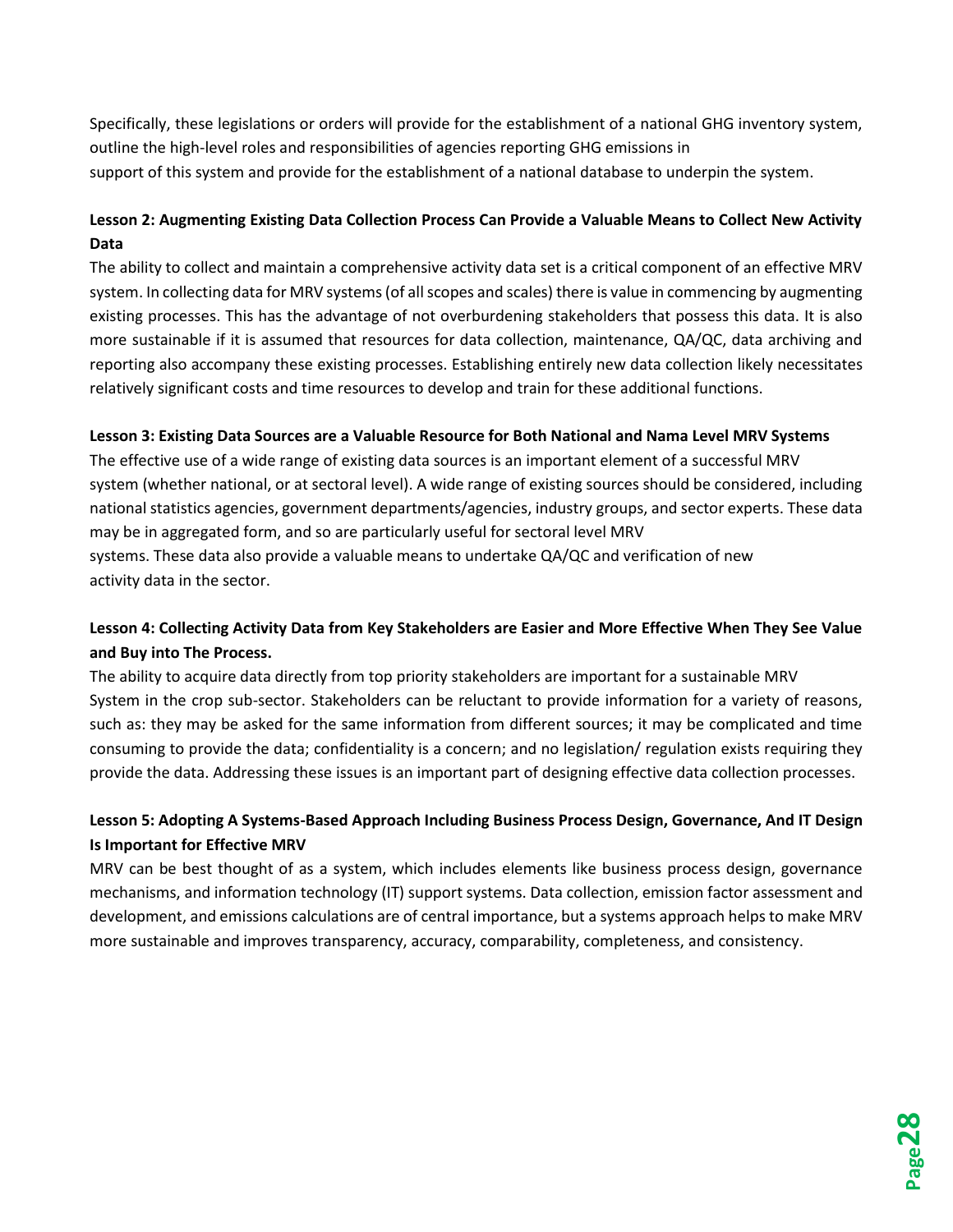Specifically, these legislations or orders will provide for the establishment of a national GHG inventory system, outline the high-level roles and responsibilities of agencies reporting GHG emissions in support of this system and provide for the establishment of a national database to underpin the system.

**Lesson 2: Augmenting Existing Data Collection Process Can Provide a Valuable Means to Collect New Activity Data**

The ability to collect and maintain a comprehensive activity data set is a critical component of an effective MRV system. In collecting data for MRV systems (of all scopes and scales) there is value in commencing by augmenting existing processes. This has the advantage of not overburdening stakeholders that possess this data. It is also more sustainable if it is assumed that resources for data collection, maintenance, QA/QC, data archiving and reporting also accompany these existing processes. Establishing entirely new data collection likely necessitates relatively significant costs and time resources to develop and train for these additional functions.

**Lesson 3: Existing Data Sources are a Valuable Resource for Both National and Nama Level MRV Systems**

The effective use of a wide range of existing data sources is an important element of a successful MRV system (whether national, or at sectoral level). A wide range of existing sources should be considered, including national statistics agencies, government departments/agencies, industry groups, and sector experts. These data may be in aggregated form, and so are particularly useful for sectoral level MRV systems. These data also provide a valuable means to undertake QA/QC and verification of new activity data in the sector.

**Lesson 4: Collecting Activity Data from Key Stakeholders are Easier and More Effective When They See Value and Buy into The Process.**

The ability to acquire data directly from top priority stakeholders are important for a sustainable MRV System in the crop sub-sector. Stakeholders can be reluctant to provide information for a variety of reasons, such as: they may be asked for the same information from different sources; it may be complicated and time consuming to provide the data; confidentiality is a concern; and no legislation/ regulation exists requiring they provide the data. Addressing these issues is an important part of designing effective data collection processes.

**Lesson 5: Adopting A Systems-Based Approach Including Business Process Design, Governance, And IT Design Is Important for Effective MRV**

MRV can be best thought of as a system, which includes elements like business process design, governance mechanisms, and information technology (IT) support systems. Data collection, emission factor assessment and development, and emissions calculations are of central importance, but a systems approach helps to make MRV more sustainable and improves transparency, accuracy, comparability, completeness, and consistency.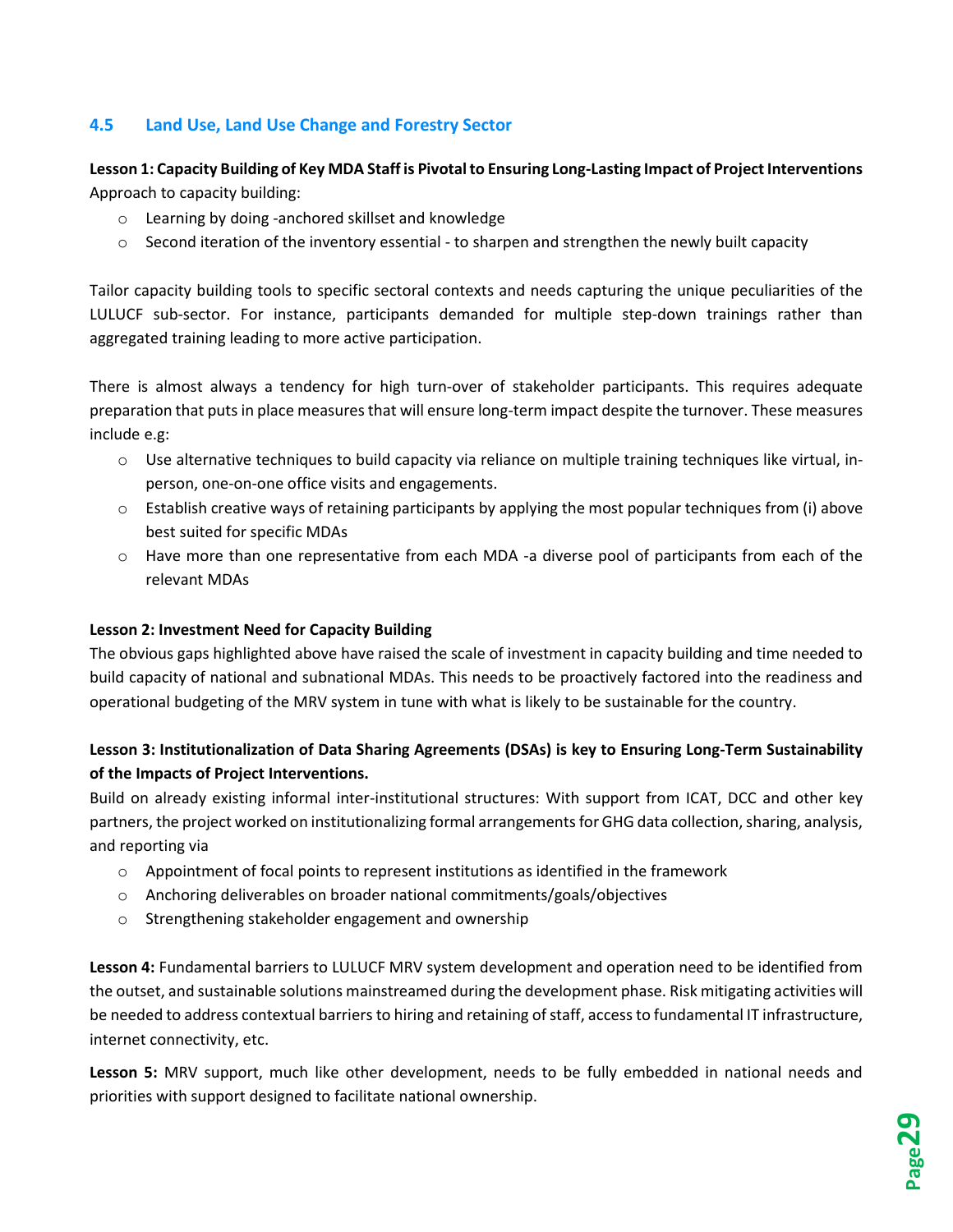## 4.5 Land Use, Land Use Change and Forestry Sector

**Lesson 1: Capacity Building of Key MDA Staff is Pivotal to Ensuring Long-Lasting Impact of Project Interventions**
Approach to capacity building:

- Learning by doing -anchored skillset and knowledge
- Second iteration of the inventory essential - to sharpen and strengthen the newly built capacity

Tailor capacity building tools to specific sectoral contexts and needs capturing the unique peculiarities of the LULUCF sub-sector. For instance, participants demanded for multiple step-down trainings rather than aggregated training leading to more active participation.

There is almost always a tendency for high turn-over of stakeholder participants. This requires adequate preparation that puts in place measures that will ensure long-term impact despite the turnover. These measures include e.g:

- Use alternative techniques to build capacity via reliance on multiple training techniques like virtual, in-person, one-on-one office visits and engagements.
- Establish creative ways of retaining participants by applying the most popular techniques from (i) above best suited for specific MDAs
- Have more than one representative from each MDA -a diverse pool of participants from each of the relevant MDAs

**Lesson 2: Investment Need for Capacity Building**
The obvious gaps highlighted above have raised the scale of investment in capacity building and time needed to build capacity of national and subnational MDAs. This needs to be proactively factored into the readiness and operational budgeting of the MRV system in tune with what is likely to be sustainable for the country.

**Lesson 3: Institutionalization of Data Sharing Agreements (DSAs) is key to Ensuring Long-Term Sustainability of the Impacts of Project Interventions.**
Build on already existing informal inter-institutional structures: With support from ICAT, DCC and other key partners, the project worked on institutionalizing formal arrangements for GHG data collection, sharing, analysis, and reporting via

- Appointment of focal points to represent institutions as identified in the framework
- Anchoring deliverables on broader national commitments/goals/objectives
- Strengthening stakeholder engagement and ownership

**Lesson 4:** Fundamental barriers to LULUCF MRV system development and operation need to be identified from the outset, and sustainable solutions mainstreamed during the development phase. Risk mitigating activities will be needed to address contextual barriers to hiring and retaining of staff, access to fundamental IT infrastructure, internet connectivity, etc.

**Lesson 5:** MRV support, much like other development, needs to be fully embedded in national needs and priorities with support designed to facilitate national ownership.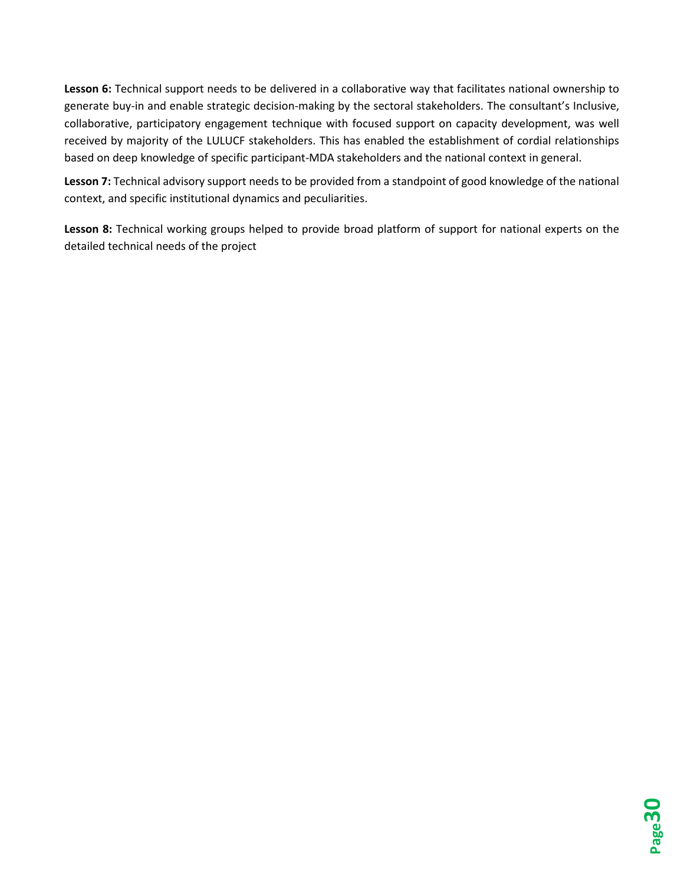**Lesson 6:** Technical support needs to be delivered in a collaborative way that facilitates national ownership to generate buy-in and enable strategic decision-making by the sectoral stakeholders. The consultant's Inclusive, collaborative, participatory engagement technique with focused support on capacity development, was well received by majority of the LULUCF stakeholders. This has enabled the establishment of cordial relationships based on deep knowledge of specific participant-MDA stakeholders and the national context in general.

**Lesson 7:** Technical advisory support needs to be provided from a standpoint of good knowledge of the national context, and specific institutional dynamics and peculiarities.

**Lesson 8:** Technical working groups helped to provide broad platform of support for national experts on the detailed technical needs of the project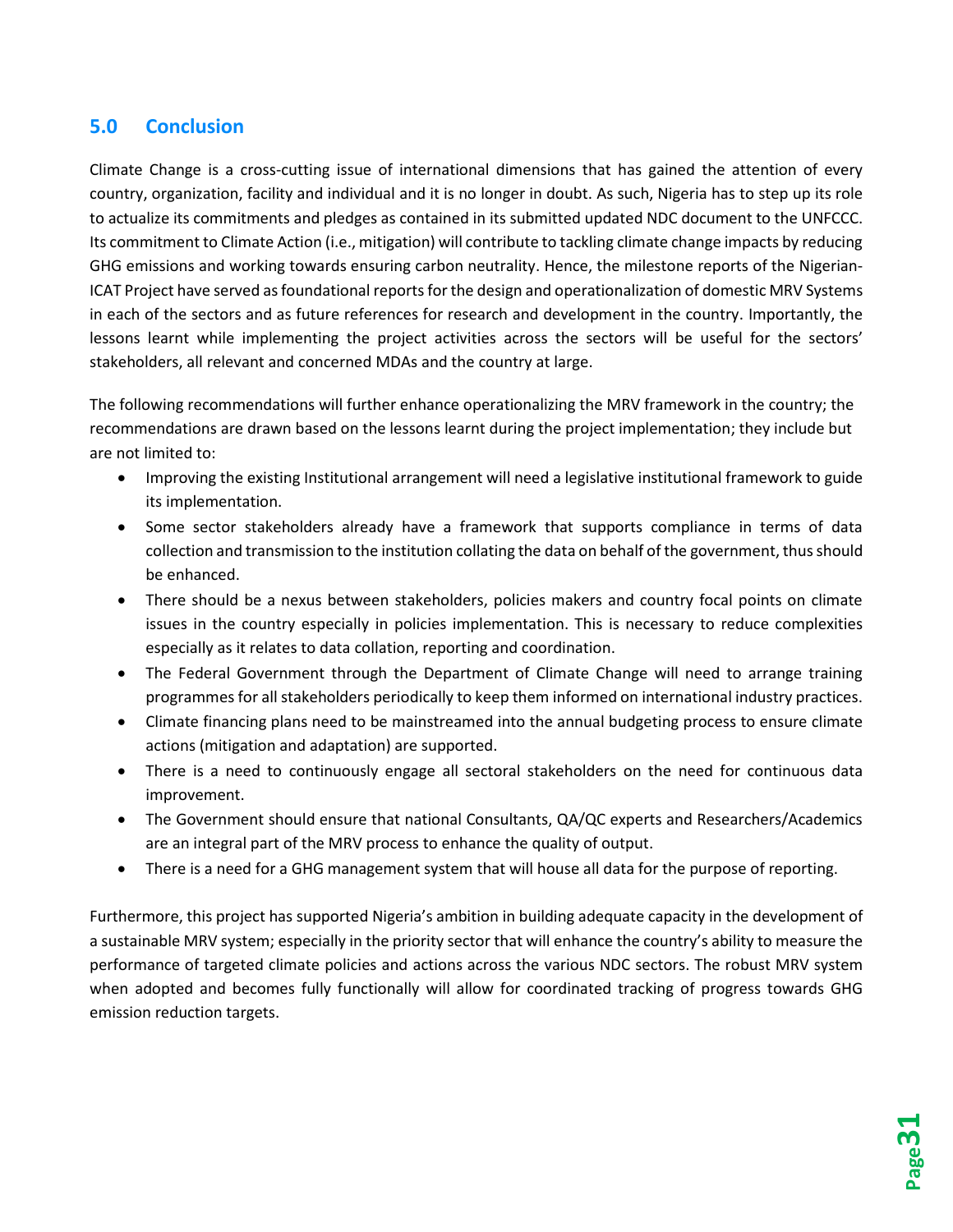## 5.0 Conclusion

Climate Change is a cross-cutting issue of international dimensions that has gained the attention of every country, organization, facility and individual and it is no longer in doubt. As such, Nigeria has to step up its role to actualize its commitments and pledges as contained in its submitted updated NDC document to the UNFCCC. Its commitment to Climate Action (i.e., mitigation) will contribute to tackling climate change impacts by reducing GHG emissions and working towards ensuring carbon neutrality. Hence, the milestone reports of the Nigerian-ICAT Project have served as foundational reports for the design and operationalization of domestic MRV Systems in each of the sectors and as future references for research and development in the country. Importantly, the lessons learnt while implementing the project activities across the sectors will be useful for the sectors' stakeholders, all relevant and concerned MDAs and the country at large.

The following recommendations will further enhance operationalizing the MRV framework in the country; the recommendations are drawn based on the lessons learnt during the project implementation; they include but are not limited to:

- Improving the existing Institutional arrangement will need a legislative institutional framework to guide its implementation.
- Some sector stakeholders already have a framework that supports compliance in terms of data collection and transmission to the institution collating the data on behalf of the government, thus should be enhanced.
- There should be a nexus between stakeholders, policies makers and country focal points on climate issues in the country especially in policies implementation. This is necessary to reduce complexities especially as it relates to data collation, reporting and coordination.
- The Federal Government through the Department of Climate Change will need to arrange training programmes for all stakeholders periodically to keep them informed on international industry practices.
- Climate financing plans need to be mainstreamed into the annual budgeting process to ensure climate actions (mitigation and adaptation) are supported.
- There is a need to continuously engage all sectoral stakeholders on the need for continuous data improvement.
- The Government should ensure that national Consultants, QA/QC experts and Researchers/Academics are an integral part of the MRV process to enhance the quality of output.
- There is a need for a GHG management system that will house all data for the purpose of reporting.

Furthermore, this project has supported Nigeria's ambition in building adequate capacity in the development of a sustainable MRV system; especially in the priority sector that will enhance the country's ability to measure the performance of targeted climate policies and actions across the various NDC sectors. The robust MRV system when adopted and becomes fully functionally will allow for coordinated tracking of progress towards GHG emission reduction targets.